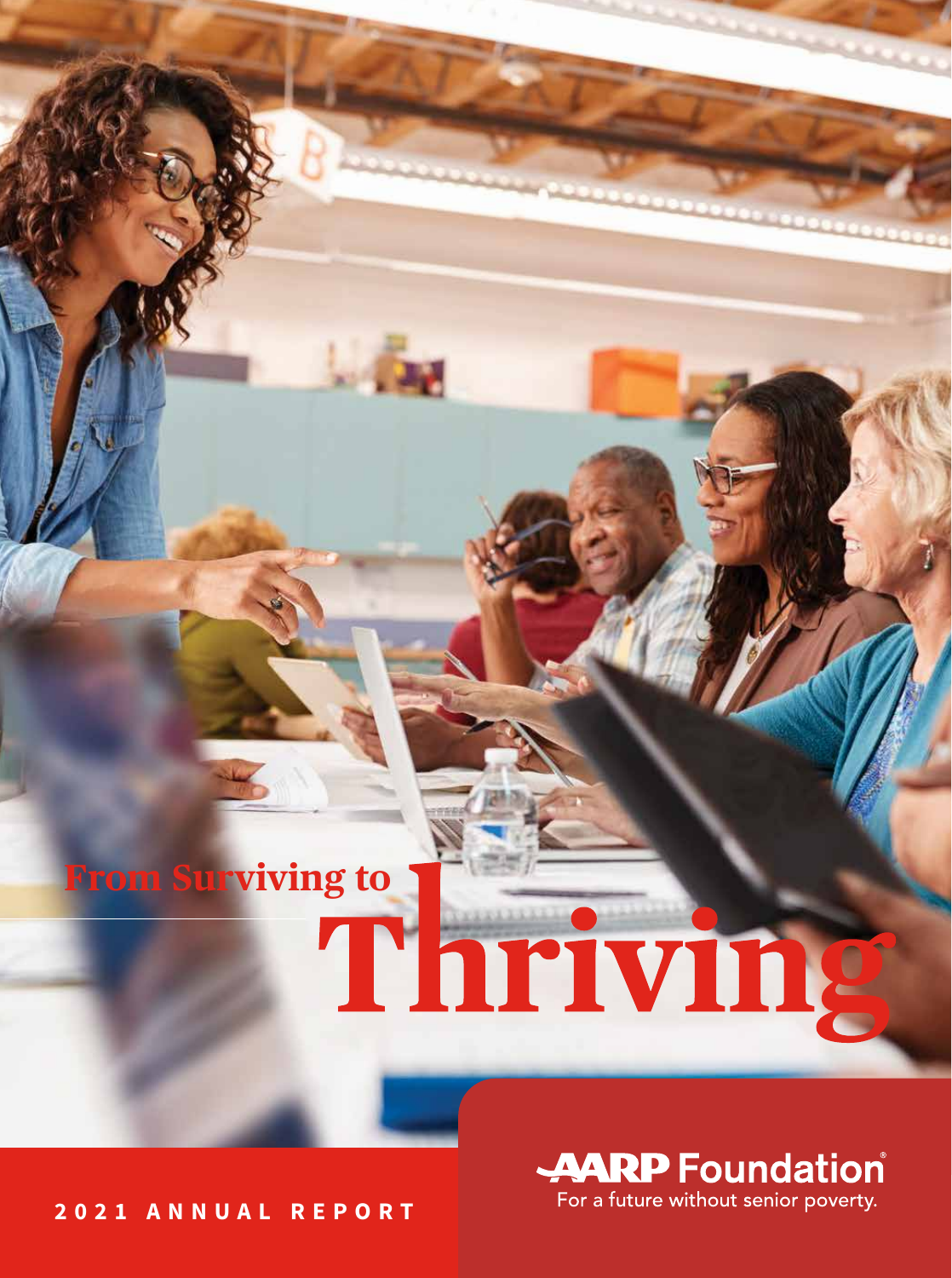# From Surviving to Thriving

**2021 ANNUAL REPORT**

AARP Foundation

For a future without senior poverty.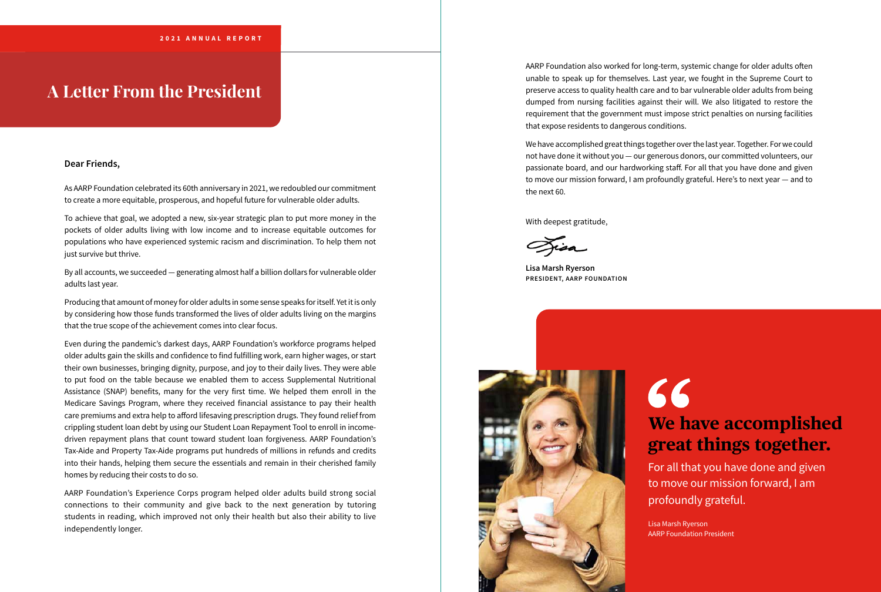# A Letter From the President

**Dear Friends,**

As AARP Foundation celebrated its 60th anniversary in 2021, we redoubled our commitment to create a more equitable, prosperous, and hopeful future for vulnerable older adults.

To achieve that goal, we adopted a new, six-year strategic plan to put more money in the pockets of older adults living with low income and to increase equitable outcomes for populations who have experienced systemic racism and discrimination. To help them not just survive but thrive.

By all accounts, we succeeded — generating almost half a billion dollars for vulnerable older adults last year.

Producing that amount of money for older adults in some sense speaks for itself. Yet it is only by considering how those funds transformed the lives of older adults living on the margins that the true scope of the achievement comes into clear focus.

Even during the pandemic's darkest days, AARP Foundation's workforce programs helped older adults gain the skills and confidence to find fulfilling work, earn higher wages, or start their own businesses, bringing dignity, purpose, and joy to their daily lives. They were able to put food on the table because we enabled them to access Supplemental Nutritional Assistance (SNAP) benefits, many for the very first time. We helped them enroll in the Medicare Savings Program, where they received financial assistance to pay their health care premiums and extra help to afford lifesaving prescription drugs. They found relief from crippling student loan debt by using our Student Loan Repayment Tool to enroll in income-driven repayment plans that count toward student loan forgiveness. AARP Foundation's Tax-Aide and Property Tax-Aide programs put hundreds of millions in refunds and credits into their hands, helping them secure the essentials and remain in their cherished family homes by reducing their costs to do so.

AARP Foundation's Experience Corps program helped older adults build strong social connections to their community and give back to the next generation by tutoring students in reading, which improved not only their health but also their ability to live independently longer.

AARP Foundation also worked for long-term, systemic change for older adults often unable to speak up for themselves. Last year, we fought in the Supreme Court to preserve access to quality health care and to bar vulnerable older adults from being dumped from nursing facilities against their will. We also litigated to restore the requirement that the government must impose strict penalties on nursing facilities that expose residents to dangerous conditions.

We have accomplished great things together over the last year. Together. For we could not have done it without you — our generous donors, our committed volunteers, our passionate board, and our hardworking staff. For all that you have done and given to move our mission forward, I am profoundly grateful. Here's to next year — and to the next 60.

With deepest gratitude,

Lisa

**Lisa Marsh Ryerson**
**PRESIDENT, AARP FOUNDATION**

> **We have accomplished great things together.**
>
> For all that you have done and given to move our mission forward, I am profoundly grateful.
>
> Lisa Marsh Ryerson
> AARP Foundation President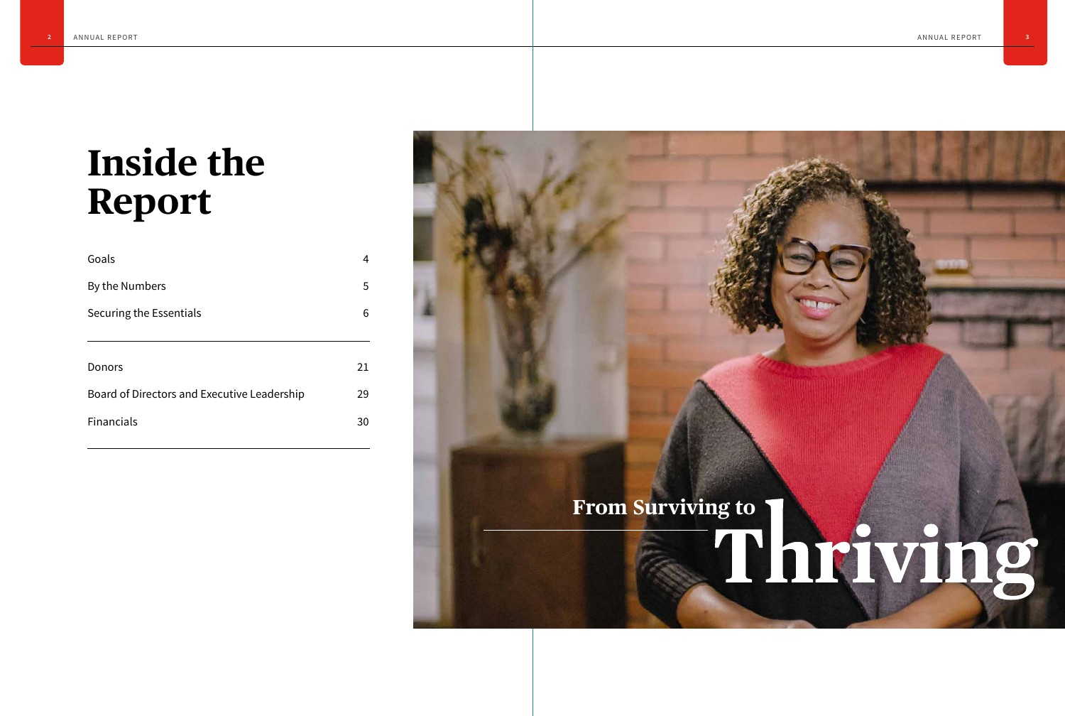# Inside the Report

| | |
|---|---|
| Goals | 4 |
| By the Numbers | 5 |
| Securing the Essentials | 6 |
| Donors | 21 |
| Board of Directors and Executive Leadership | 29 |
| Financials | 30 |

## From Surviving to Thriving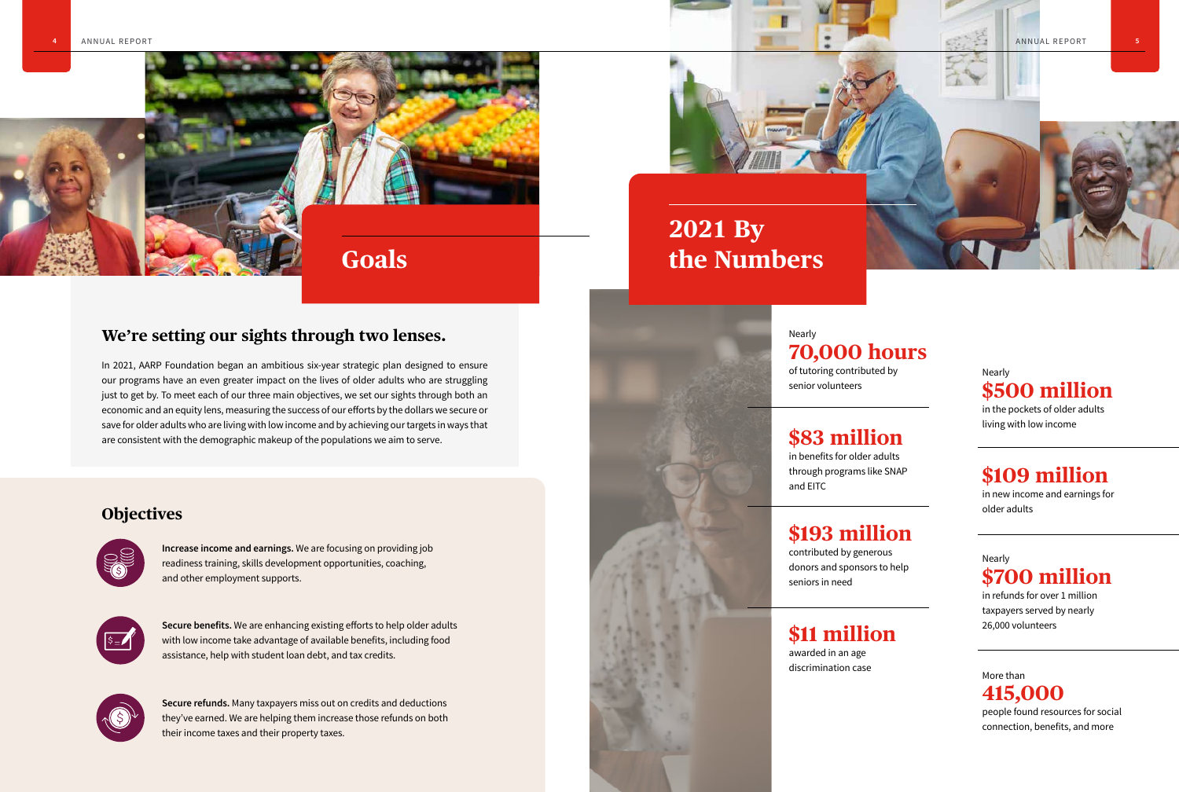## Goals

### We're setting our sights through two lenses.

In 2021, AARP Foundation began an ambitious six-year strategic plan designed to ensure our programs have an even greater impact on the lives of older adults who are struggling just to get by. To meet each of our three main objectives, we set our sights through both an economic and an equity lens, measuring the success of our efforts by the dollars we secure or save for older adults who are living with low income and by achieving our targets in ways that are consistent with the demographic makeup of the populations we aim to serve.

### Objectives

**Increase income and earnings.** We are focusing on providing job readiness training, skills development opportunities, coaching, and other employment supports.

**Secure benefits.** We are enhancing existing efforts to help older adults with low income take advantage of available benefits, including food assistance, help with student loan debt, and tax credits.

**Secure refunds.** Many taxpayers miss out on credits and deductions they've earned. We are helping them increase those refunds on both their income taxes and their property taxes.

## 2021 By the Numbers

Nearly **70,000 hours** of tutoring contributed by senior volunteers

**$83 million** in benefits for older adults through programs like SNAP and EITC

**$193 million** contributed by generous donors and sponsors to help seniors in need

**$11 million** awarded in an age discrimination case

Nearly **$500 million** in the pockets of older adults living with low income

**$109 million** in new income and earnings for older adults

Nearly **$700 million** in refunds for over 1 million taxpayers served by nearly 26,000 volunteers

More than **415,000** people found resources for social connection, benefits, and more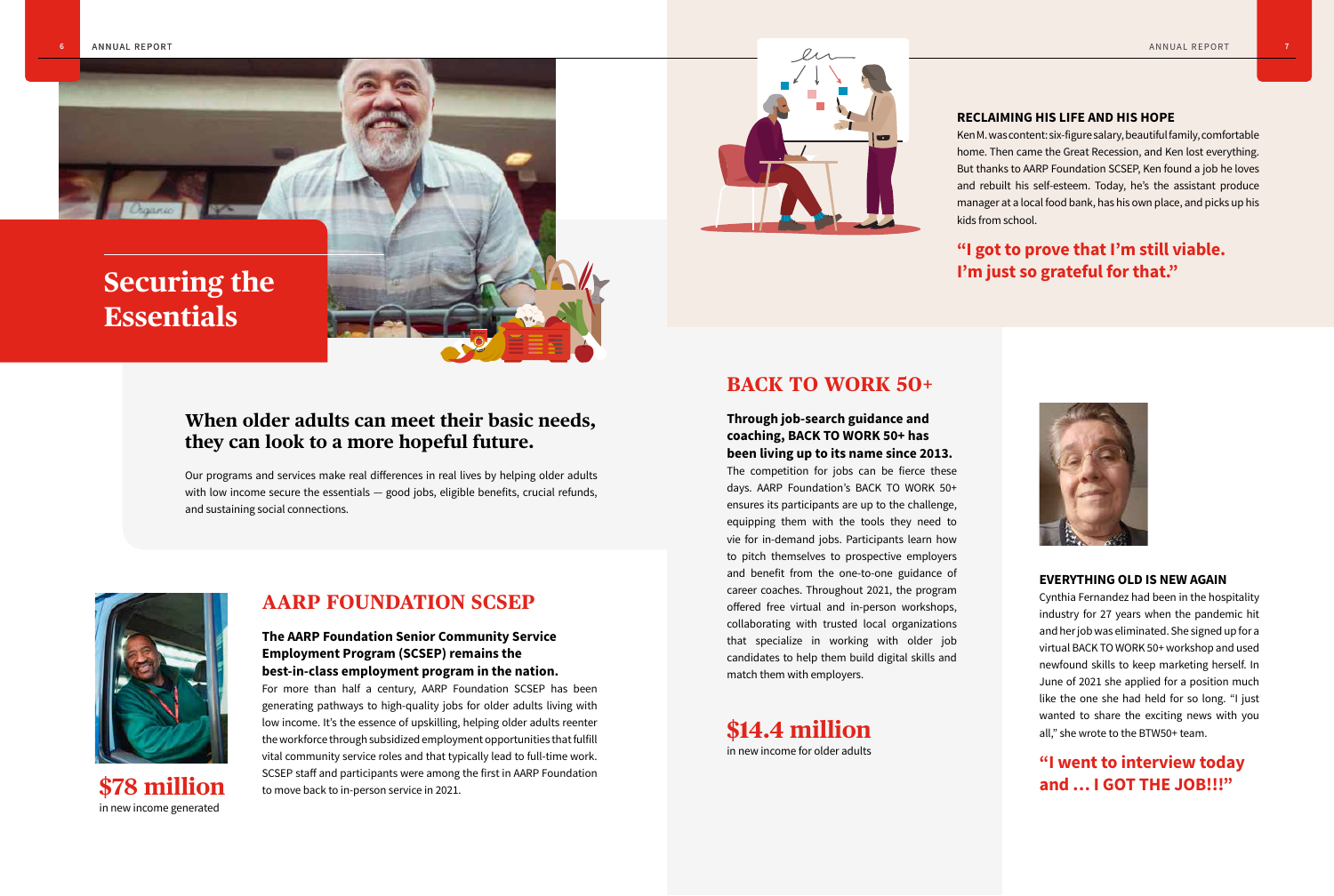# Securing the Essentials

## When older adults can meet their basic needs, they can look to a more hopeful future.

Our programs and services make real differences in real lives by helping older adults with low income secure the essentials — good jobs, eligible benefits, crucial refunds, and sustaining social connections.

**$78 million**
in new income generated

## AARP FOUNDATION SCSEP

**The AARP Foundation Senior Community Service Employment Program (SCSEP) remains the best-in-class employment program in the nation.**
For more than half a century, AARP Foundation SCSEP has been generating pathways to high-quality jobs for older adults living with low income. It's the essence of upskilling, helping older adults reenter the workforce through subsidized employment opportunities that fulfill vital community service roles and that typically lead to full-time work. SCSEP staff and participants were among the first in AARP Foundation to move back to in-person service in 2021.

### RECLAIMING HIS LIFE AND HIS HOPE

Ken M. was content: six-figure salary, beautiful family, comfortable home. Then came the Great Recession, and Ken lost everything. But thanks to AARP Foundation SCSEP, Ken found a job he loves and rebuilt his self-esteem. Today, he's the assistant produce manager at a local food bank, has his own place, and picks up his kids from school.

**"I got to prove that I'm still viable. I'm just so grateful for that."**

## BACK TO WORK 50+

**Through job-search guidance and coaching, BACK TO WORK 50+ has been living up to its name since 2013.**
The competition for jobs can be fierce these days. AARP Foundation's BACK TO WORK 50+ ensures its participants are up to the challenge, equipping them with the tools they need to vie for in-demand jobs. Participants learn how to pitch themselves to prospective employers and benefit from the one-to-one guidance of career coaches. Throughout 2021, the program offered free virtual and in-person workshops, collaborating with trusted local organizations that specialize in working with older job candidates to help them build digital skills and match them with employers.

**$14.4 million**
in new income for older adults

### EVERYTHING OLD IS NEW AGAIN

Cynthia Fernandez had been in the hospitality industry for 27 years when the pandemic hit and her job was eliminated. She signed up for a virtual BACK TO WORK 50+ workshop and used newfound skills to keep marketing herself. In June of 2021 she applied for a position much like the one she had held for so long. "I just wanted to share the exciting news with you all," she wrote to the BTW50+ team.

**"I went to interview today and ... I GOT THE JOB!!!"**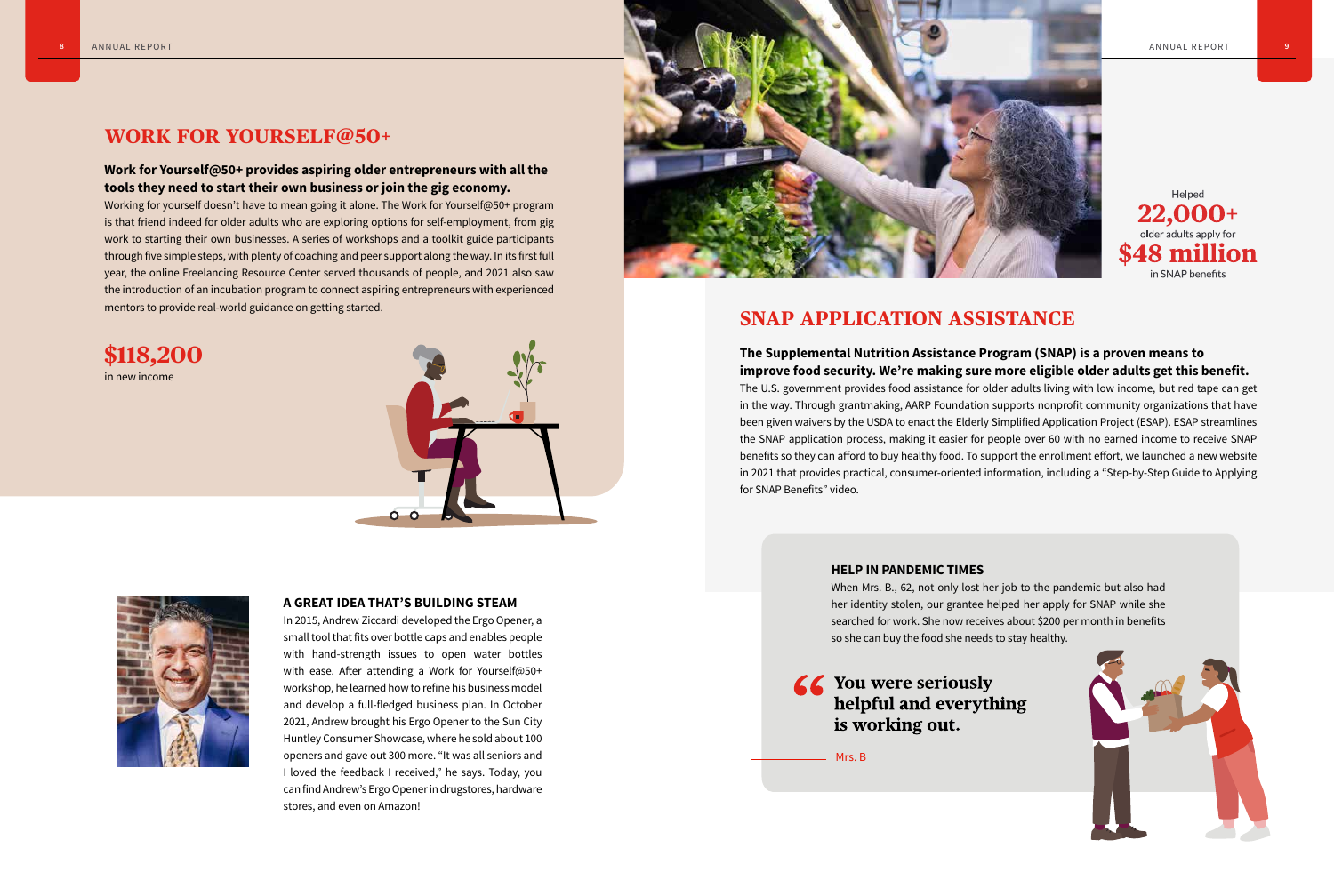## WORK FOR YOURSELF@50+

**Work for Yourself@50+ provides aspiring older entrepreneurs with all the tools they need to start their own business or join the gig economy.**

Working for yourself doesn't have to mean going it alone. The Work for Yourself@50+ program is that friend indeed for older adults who are exploring options for self-employment, from gig work to starting their own businesses. A series of workshops and a toolkit guide participants through five simple steps, with plenty of coaching and peer support along the way. In its first full year, the online Freelancing Resource Center served thousands of people, and 2021 also saw the introduction of an incubation program to connect aspiring entrepreneurs with experienced mentors to provide real-world guidance on getting started.

**$118,200**
in new income

### A GREAT IDEA THAT'S BUILDING STEAM

In 2015, Andrew Ziccardi developed the Ergo Opener, a small tool that fits over bottle caps and enables people with hand-strength issues to open water bottles with ease. After attending a Work for Yourself@50+ workshop, he learned how to refine his business model and develop a full-fledged business plan. In October 2021, Andrew brought his Ergo Opener to the Sun City Huntley Consumer Showcase, where he sold about 100 openers and gave out 300 more. "It was all seniors and I loved the feedback I received," he says. Today, you can find Andrew's Ergo Opener in drugstores, hardware stores, and even on Amazon!

Helped
**22,000+**
older adults apply for
**$48 million**
in SNAP benefits

## SNAP APPLICATION ASSISTANCE

**The Supplemental Nutrition Assistance Program (SNAP) is a proven means to improve food security. We're making sure more eligible older adults get this benefit.**

The U.S. government provides food assistance for older adults living with low income, but red tape can get in the way. Through grantmaking, AARP Foundation supports nonprofit community organizations that have been given waivers by the USDA to enact the Elderly Simplified Application Project (ESAP). ESAP streamlines the SNAP application process, making it easier for people over 60 with no earned income to receive SNAP benefits so they can afford to buy healthy food. To support the enrollment effort, we launched a new website in 2021 that provides practical, consumer-oriented information, including a "Step-by-Step Guide to Applying for SNAP Benefits" video.

### HELP IN PANDEMIC TIMES

When Mrs. B., 62, not only lost her job to the pandemic but also had her identity stolen, our grantee helped her apply for SNAP while she searched for work. She now receives about $200 per month in benefits so she can buy the food she needs to stay healthy.

> **"You were seriously helpful and everything is working out.**
>
> — Mrs. B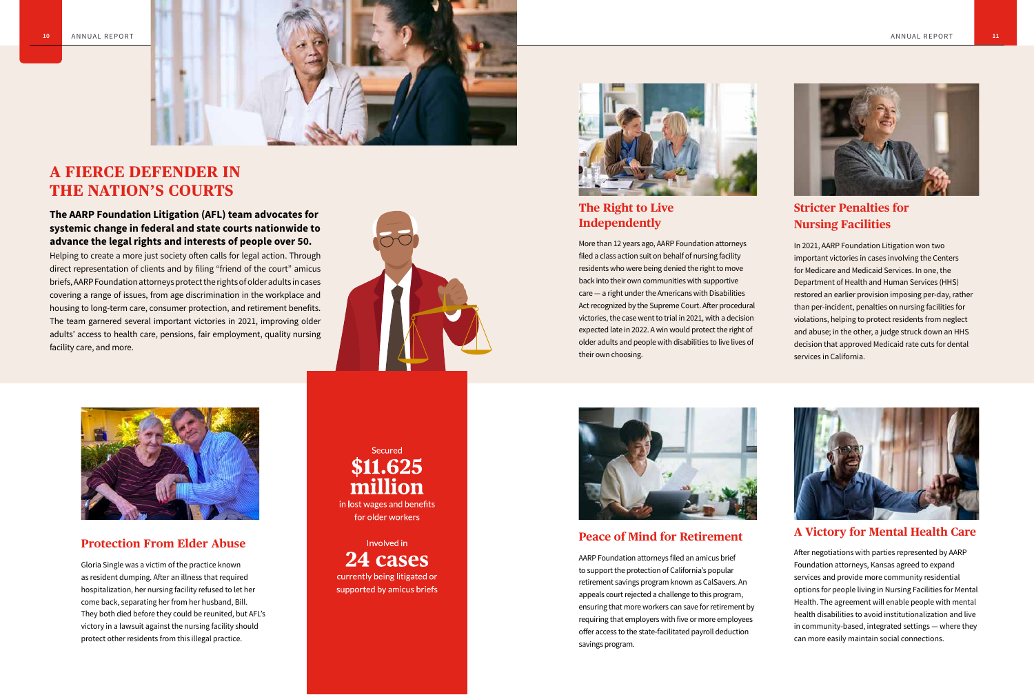# A FIERCE DEFENDER IN THE NATION'S COURTS

**The AARP Foundation Litigation (AFL) team advocates for systemic change in federal and state courts nationwide to advance the legal rights and interests of people over 50.**

Helping to create a more just society often calls for legal action. Through direct representation of clients and by filing "friend of the court" amicus briefs, AARP Foundation attorneys protect the rights of older adults in cases covering a range of issues, from age discrimination in the workplace and housing to long-term care, consumer protection, and retirement benefits. The team garnered several important victories in 2021, improving older adults' access to health care, pensions, fair employment, quality nursing facility care, and more.

Secured **$11.625 million** in lost wages and benefits for older workers

Involved in **24 cases** currently being litigated or supported by amicus briefs

## Protection From Elder Abuse

Gloria Single was a victim of the practice known as resident dumping. After an illness that required hospitalization, her nursing facility refused to let her come back, separating her from her husband, Bill. They both died before they could be reunited, but AFL's victory in a lawsuit against the nursing facility should protect other residents from this illegal practice.

## The Right to Live Independently

More than 12 years ago, AARP Foundation attorneys filed a class action suit on behalf of nursing facility residents who were being denied the right to move back into their own communities with supportive care — a right under the Americans with Disabilities Act recognized by the Supreme Court. After procedural victories, the case went to trial in 2021, with a decision expected late in 2022. A win would protect the right of older adults and people with disabilities to live lives of their own choosing.

## Stricter Penalties for Nursing Facilities

In 2021, AARP Foundation Litigation won two important victories in cases involving the Centers for Medicare and Medicaid Services. In one, the Department of Health and Human Services (HHS) restored an earlier provision imposing per-day, rather than per-incident, penalties on nursing facilities for violations, helping to protect residents from neglect and abuse; in the other, a judge struck down an HHS decision that approved Medicaid rate cuts for dental services in California.

## Peace of Mind for Retirement

AARP Foundation attorneys filed an amicus brief to support the protection of California's popular retirement savings program known as CalSavers. An appeals court rejected a challenge to this program, ensuring that more workers can save for retirement by requiring that employers with five or more employees offer access to the state-facilitated payroll deduction savings program.

## A Victory for Mental Health Care

After negotiations with parties represented by AARP Foundation attorneys, Kansas agreed to expand services and provide more community residential options for people living in Nursing Facilities for Mental Health. The agreement will enable people with mental health disabilities to avoid institutionalization and live in community-based, integrated settings — where they can more easily maintain social connections.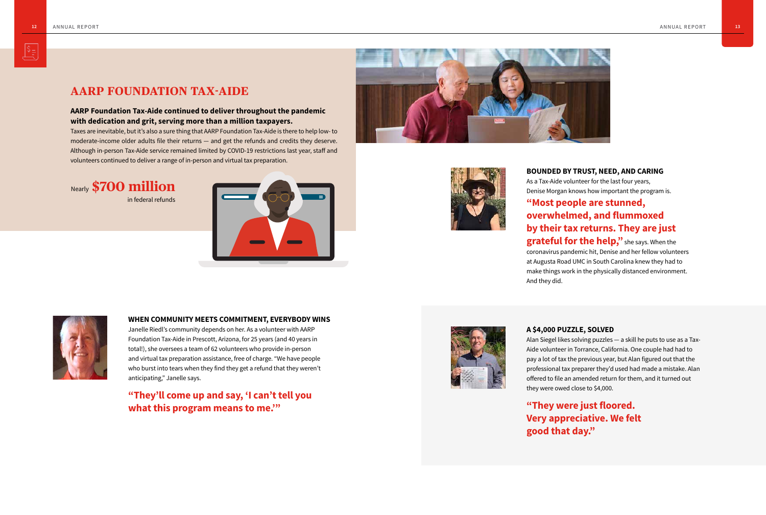# AARP FOUNDATION TAX-AIDE

**AARP Foundation Tax-Aide continued to deliver throughout the pandemic with dedication and grit, serving more than a million taxpayers.**

Taxes are inevitable, but it's also a sure thing that AARP Foundation Tax-Aide is there to help low- to moderate-income older adults file their returns — and get the refunds and credits they deserve. Although in-person Tax-Aide service remained limited by COVID-19 restrictions last year, staff and volunteers continued to deliver a range of in-person and virtual tax preparation.

Nearly **$700 million** in federal refunds

### BOUNDED BY TRUST, NEED, AND CARING

As a Tax-Aide volunteer for the last four years, Denise Morgan knows how important the program is. **"Most people are stunned, overwhelmed, and flummoxed by their tax returns. They are just grateful for the help,"** she says. When the coronavirus pandemic hit, Denise and her fellow volunteers at Augusta Road UMC in South Carolina knew they had to make things work in the physically distanced environment. And they did.

### WHEN COMMUNITY MEETS COMMITMENT, EVERYBODY WINS

Janelle Riedl's community depends on her. As a volunteer with AARP Foundation Tax-Aide in Prescott, Arizona, for 25 years (and 40 years in total!), she oversees a team of 62 volunteers who provide in-person and virtual tax preparation assistance, free of charge. "We have people who burst into tears when they find they get a refund that they weren't anticipating," Janelle says.

**"They'll come up and say, 'I can't tell you what this program means to me.'"**

### A $4,000 PUZZLE, SOLVED

Alan Siegel likes solving puzzles — a skill he puts to use as a Tax-Aide volunteer in Torrance, California. One couple had had to pay a lot of tax the previous year, but Alan figured out that the professional tax preparer they'd used had made a mistake. Alan offered to file an amended return for them, and it turned out they were owed close to $4,000.

**"They were just floored. Very appreciative. We felt good that day."**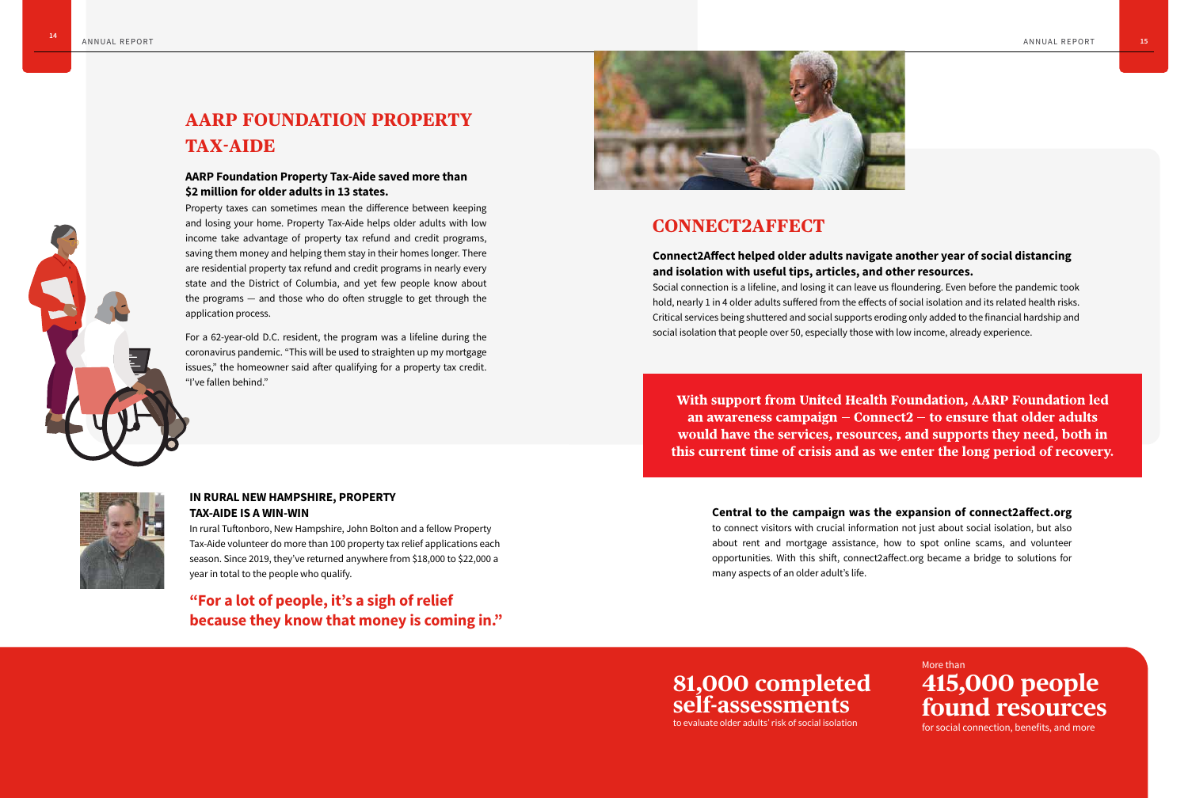## AARP FOUNDATION PROPERTY TAX-AIDE

**AARP Foundation Property Tax-Aide saved more than $2 million for older adults in 13 states.**

Property taxes can sometimes mean the difference between keeping and losing your home. Property Tax-Aide helps older adults with low income take advantage of property tax refund and credit programs, saving them money and helping them stay in their homes longer. There are residential property tax refund and credit programs in nearly every state and the District of Columbia, and yet few people know about the programs — and those who do often struggle to get through the application process.

For a 62-year-old D.C. resident, the program was a lifeline during the coronavirus pandemic. "This will be used to straighten up my mortgage issues," the homeowner said after qualifying for a property tax credit. "I've fallen behind."

### IN RURAL NEW HAMPSHIRE, PROPERTY TAX-AIDE IS A WIN-WIN

In rural Tuftonboro, New Hampshire, John Bolton and a fellow Property Tax-Aide volunteer do more than 100 property tax relief applications each season. Since 2019, they've returned anywhere from $18,000 to $22,000 a year in total to the people who qualify.

**"For a lot of people, it's a sigh of relief because they know that money is coming in."**

## CONNECT2AFFECT

**Connect2Affect helped older adults navigate another year of social distancing and isolation with useful tips, articles, and other resources.**

Social connection is a lifeline, and losing it can leave us floundering. Even before the pandemic took hold, nearly 1 in 4 older adults suffered from the effects of social isolation and its related health risks. Critical services being shuttered and social supports eroding only added to the financial hardship and social isolation that people over 50, especially those with low income, already experience.

**With support from United Health Foundation, AARP Foundation led an awareness campaign – Connect2 – to ensure that older adults would have the services, resources, and supports they need, both in this current time of crisis and as we enter the long period of recovery.**

**Central to the campaign was the expansion of connect2affect.org** to connect visitors with crucial information not just about social isolation, but also about rent and mortgage assistance, how to spot online scams, and volunteer opportunities. With this shift, connect2affect.org became a bridge to solutions for many aspects of an older adult's life.

**81,000 completed self-assessments**
to evaluate older adults' risk of social isolation

More than
**415,000 people found resources**
for social connection, benefits, and more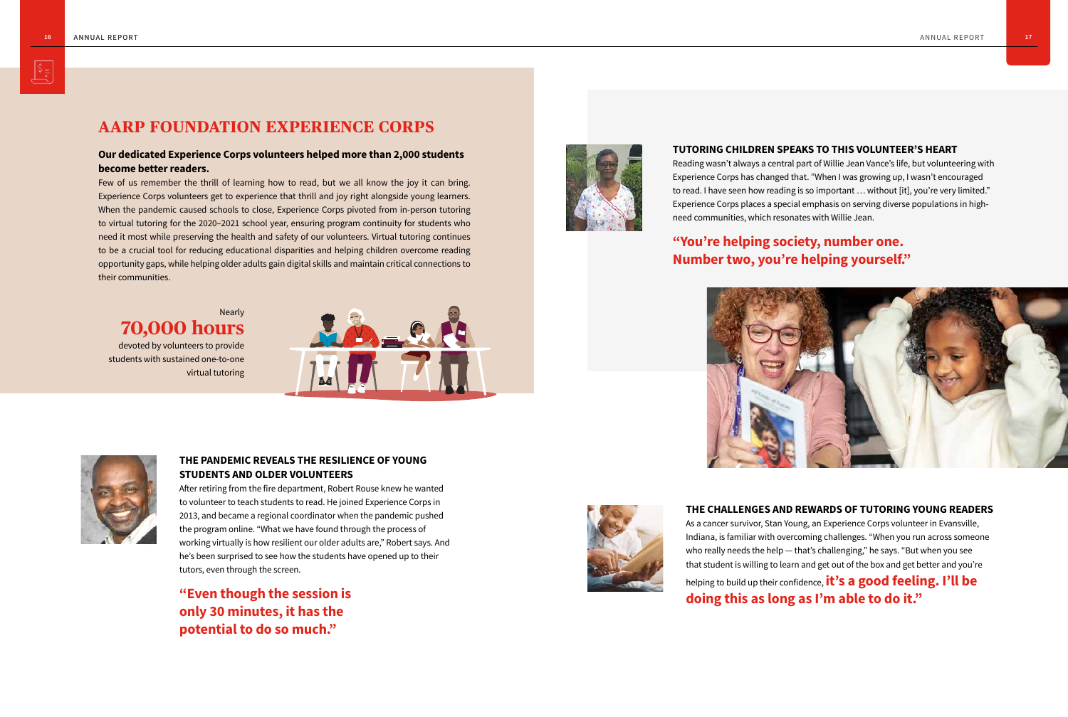# AARP FOUNDATION EXPERIENCE CORPS

**Our dedicated Experience Corps volunteers helped more than 2,000 students become better readers.**

Few of us remember the thrill of learning how to read, but we all know the joy it can bring. Experience Corps volunteers get to experience that thrill and joy right alongside young learners. When the pandemic caused schools to close, Experience Corps pivoted from in-person tutoring to virtual tutoring for the 2020–2021 school year, ensuring program continuity for students who need it most while preserving the health and safety of our volunteers. Virtual tutoring continues to be a crucial tool for reducing educational disparities and helping children overcome reading opportunity gaps, while helping older adults gain digital skills and maintain critical connections to their communities.

Nearly
**70,000 hours**
devoted by volunteers to provide students with sustained one-to-one virtual tutoring

### THE PANDEMIC REVEALS THE RESILIENCE OF YOUNG STUDENTS AND OLDER VOLUNTEERS

After retiring from the fire department, Robert Rouse knew he wanted to volunteer to teach students to read. He joined Experience Corps in 2013, and became a regional coordinator when the pandemic pushed the program online. "What we have found through the process of working virtually is how resilient our older adults are," Robert says. And he's been surprised to see how the students have opened up to their tutors, even through the screen.

**"Even though the session is only 30 minutes, it has the potential to do so much."**

### TUTORING CHILDREN SPEAKS TO THIS VOLUNTEER'S HEART

Reading wasn't always a central part of Willie Jean Vance's life, but volunteering with Experience Corps has changed that. "When I was growing up, I wasn't encouraged to read. I have seen how reading is so important … without [it], you're very limited." Experience Corps places a special emphasis on serving diverse populations in high-need communities, which resonates with Willie Jean.

**"You're helping society, number one. Number two, you're helping yourself."**

### THE CHALLENGES AND REWARDS OF TUTORING YOUNG READERS

As a cancer survivor, Stan Young, an Experience Corps volunteer in Evansville, Indiana, is familiar with overcoming challenges. "When you run across someone who really needs the help — that's challenging," he says. "But when you see that student is willing to learn and get out of the box and get better and you're helping to build up their confidence, **it's a good feeling. I'll be doing this as long as I'm able to do it."**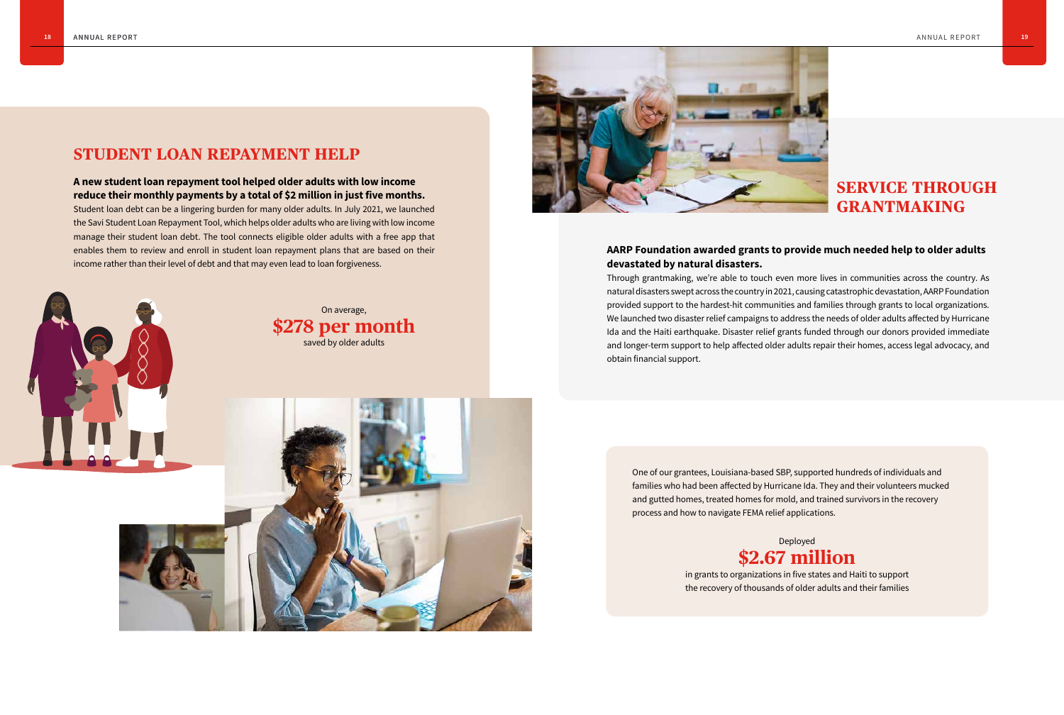## STUDENT LOAN REPAYMENT HELP

**A new student loan repayment tool helped older adults with low income reduce their monthly payments by a total of $2 million in just five months.**

Student loan debt can be a lingering burden for many older adults. In July 2021, we launched the Savi Student Loan Repayment Tool, which helps older adults who are living with low income manage their student loan debt. The tool connects eligible older adults with a free app that enables them to review and enroll in student loan repayment plans that are based on their income rather than their level of debt and that may even lead to loan forgiveness.

On average,

**$278 per month**

saved by older adults

## SERVICE THROUGH GRANTMAKING

**AARP Foundation awarded grants to provide much needed help to older adults devastated by natural disasters.**

Through grantmaking, we're able to touch even more lives in communities across the country. As natural disasters swept across the country in 2021, causing catastrophic devastation, AARP Foundation provided support to the hardest-hit communities and families through grants to local organizations. We launched two disaster relief campaigns to address the needs of older adults affected by Hurricane Ida and the Haiti earthquake. Disaster relief grants funded through our donors provided immediate and longer-term support to help affected older adults repair their homes, access legal advocacy, and obtain financial support.

One of our grantees, Louisiana-based SBP, supported hundreds of individuals and families who had been affected by Hurricane Ida. They and their volunteers mucked and gutted homes, treated homes for mold, and trained survivors in the recovery process and how to navigate FEMA relief applications.

Deployed

**$2.67 million**

in grants to organizations in five states and Haiti to support the recovery of thousands of older adults and their families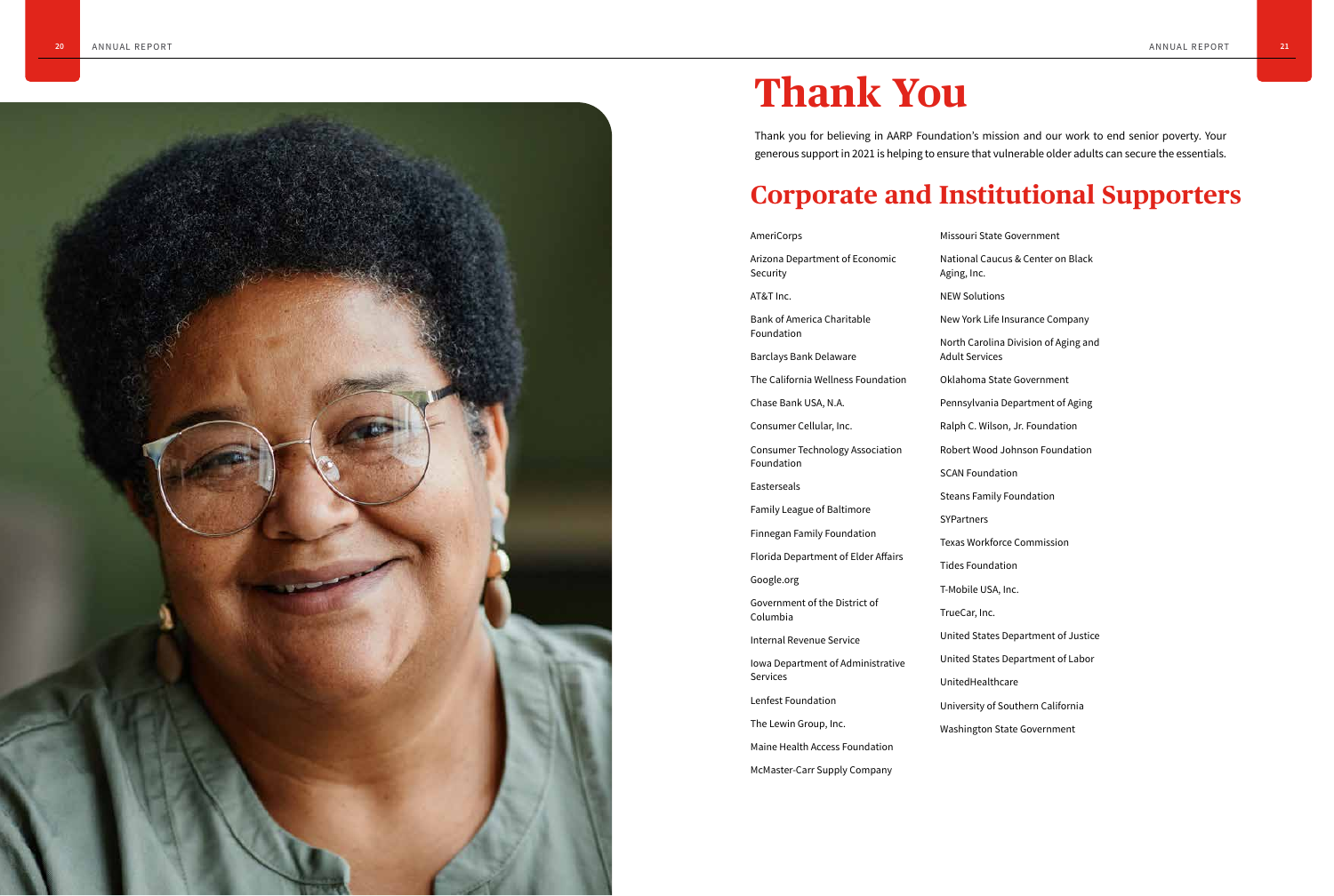# Thank You

Thank you for believing in AARP Foundation's mission and our work to end senior poverty. Your generous support in 2021 is helping to ensure that vulnerable older adults can secure the essentials.

## Corporate and Institutional Supporters

AmeriCorps

Arizona Department of Economic Security

AT&T Inc.

Bank of America Charitable Foundation

Barclays Bank Delaware

The California Wellness Foundation

Chase Bank USA, N.A.

Consumer Cellular, Inc.

Consumer Technology Association Foundation

Easterseals

Family League of Baltimore

Finnegan Family Foundation

Florida Department of Elder Affairs

Google.org

Government of the District of Columbia

Internal Revenue Service

Iowa Department of Administrative Services

Lenfest Foundation

The Lewin Group, Inc.

Maine Health Access Foundation

McMaster-Carr Supply Company

Missouri State Government

National Caucus & Center on Black Aging, Inc.

NEW Solutions

New York Life Insurance Company

North Carolina Division of Aging and Adult Services

Oklahoma State Government

Pennsylvania Department of Aging

Ralph C. Wilson, Jr. Foundation

Robert Wood Johnson Foundation

SCAN Foundation

Steans Family Foundation

SYPartners

Texas Workforce Commission

Tides Foundation

T-Mobile USA, Inc.

TrueCar, Inc.

United States Department of Justice

United States Department of Labor

UnitedHealthcare

University of Southern California

Washington State Government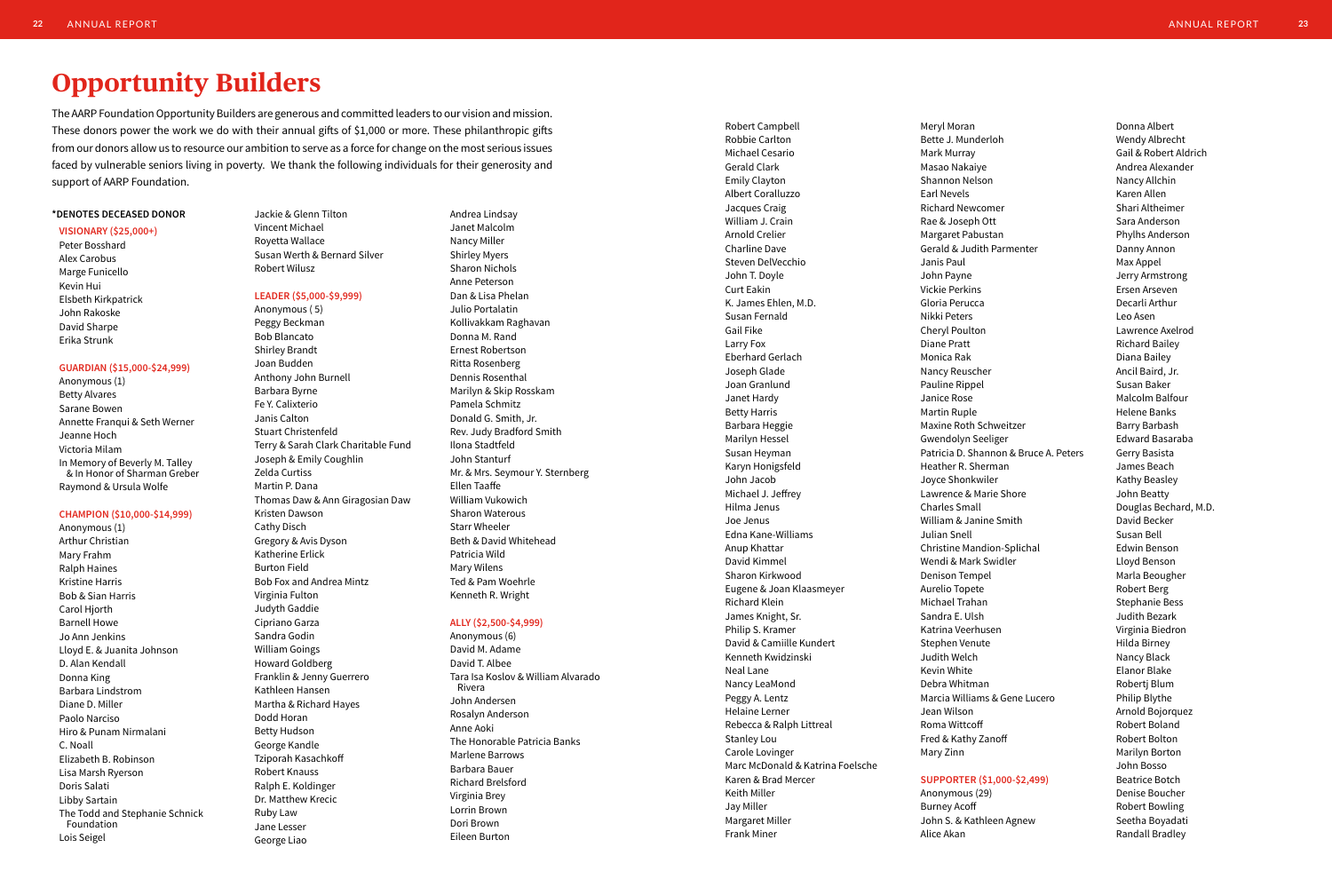# Opportunity Builders

The AARP Foundation Opportunity Builders are generous and committed leaders to our vision and mission. These donors power the work we do with their annual gifts of $1,000 or more. These philanthropic gifts from our donors allow us to resource our ambition to serve as a force for change on the most serious issues faced by vulnerable seniors living in poverty. We thank the following individuals for their generosity and support of AARP Foundation.

**\*DENOTES DECEASED DONOR**

**VISIONARY ($25,000+)**

Peter Bosshard
Alex Carobus
Marge Funicello
Kevin Hui
Elsbeth Kirkpatrick
John Rakoske
David Sharpe
Erika Strunk

**GUARDIAN ($15,000-$24,999)**

Anonymous (1)
Betty Alvares
Sarane Bowen
Annette Franqui & Seth Werner
Jeanne Hoch
Victoria Milam
In Memory of Beverly M. Talley & In Honor of Sharman Greber
Raymond & Ursula Wolfe

**CHAMPION ($10,000-$14,999)**

Anonymous (1)
Arthur Christian
Mary Frahm
Ralph Haines
Kristine Harris
Bob & Sian Harris
Carol Hjorth
Barnell Howe
Jo Ann Jenkins
Lloyd E. & Juanita Johnson
D. Alan Kendall
Donna King
Barbara Lindstrom
Diane D. Miller
Paolo Narciso
Hiro & Punam Nirmalani
C. Noall
Elizabeth B. Robinson
Lisa Marsh Ryerson
Doris Salati
Libby Sartain
The Todd and Stephanie Schnick Foundation
Lois Seigel
Jackie & Glenn Tilton
Vincent Michael
Royetta Wallace
Susan Werth & Bernard Silver
Robert Wilusz

**LEADER ($5,000-$9,999)**

Anonymous ( 5)
Peggy Beckman
Bob Blancato
Shirley Brandt
Joan Budden
Anthony John Burnell
Barbara Byrne
Fe Y. Calixterio
Janis Calton
Stuart Christenfeld
Terry & Sarah Clark Charitable Fund
Joseph & Emily Coughlin
Zelda Curtiss
Martin P. Dana
Thomas Daw & Ann Giragosian Daw
Kristen Dawson
Cathy Disch
Gregory & Avis Dyson
Katherine Erlick
Burton Field
Bob Fox and Andrea Mintz
Virginia Fulton
Judyth Gaddie
Cipriano Garza
Sandra Godin
William Goings
Howard Goldberg
Franklin & Jenny Guerrero
Kathleen Hansen
Martha & Richard Hayes
Dodd Horan
Betty Hudson
George Kandle
Tziporah Kasachkoff
Robert Knauss
Ralph E. Koldinger
Dr. Matthew Krecic
Ruby Law
Jane Lesser
George Liao
Andrea Lindsay
Janet Malcolm
Nancy Miller
Shirley Myers
Sharon Nichols
Anne Peterson
Dan & Lisa Phelan
Julio Portalatin
Kollivakkam Raghavan
Donna M. Rand
Ernest Robertson
Ritta Rosenberg
Dennis Rosenthal
Marilyn & Skip Rosskam
Pamela Schmitz
Donald G. Smith, Jr.
Rev. Judy Bradford Smith
Ilona Stadtfeld
John Stanturf
Mr. & Mrs. Seymour Y. Sternberg
Ellen Taaffe
William Vukowich
Sharon Waterous
Starr Wheeler
Beth & David Whitehead
Patricia Wild
Mary Wilens
Ted & Pam Woehrle
Kenneth R. Wright

**ALLY ($2,500-$4,999)**

Anonymous (6)
David M. Adame
David T. Albee
Tara Isa Koslov & William Alvarado Rivera
John Andersen
Rosalyn Anderson
Anne Aoki
The Honorable Patricia Banks
Marlene Barrows
Barbara Bauer
Richard Brelsford
Virginia Brey
Lorrin Brown
Dori Brown
Eileen Burton
Robert Campbell
Robbie Carlton
Michael Cesario
Gerald Clark
Emily Clayton
Albert Coralluzzo
Jacques Craig
William J. Crain
Arnold Crelier
Charline Dave
Steven DelVecchio
John T. Doyle
Curt Eakin
K. James Ehlen, M.D.
Susan Fernald
Gail Fike
Larry Fox
Eberhard Gerlach
Joseph Glade
Joan Granlund
Janet Hardy
Betty Harris
Barbara Heggie
Marilyn Hessel
Susan Heyman
Karyn Honigsfeld
John Jacob
Michael J. Jeffrey
Hilma Jenus
Joe Jenus
Edna Kane-Williams
Anup Khattar
David Kimmel
Sharon Kirkwood
Eugene & Joan Klaasmeyer
Richard Klein
James Knight, Sr.
Philip S. Kramer
David & Camiille Kundert
Kenneth Kwidzinski
Neal Lane
Nancy LeaMond
Peggy A. Lentz
Helaine Lerner
Rebecca & Ralph Littreal
Stanley Lou
Carole Lovinger
Marc McDonald & Katrina Foelsche
Karen & Brad Mercer
Keith Miller
Jay Miller
Margaret Miller
Frank Miner
Meryl Moran
Bette J. Munderloh
Mark Murray
Masao Nakaiye
Shannon Nelson
Earl Nevels
Richard Newcomer
Rae & Joseph Ott
Margaret Pabustan
Gerald & Judith Parmenter
Janis Paul
John Payne
Vickie Perkins
Gloria Perucca
Nikki Peters
Cheryl Poulton
Diane Pratt
Monica Rak
Nancy Reuscher
Pauline Rippel
Janice Rose
Martin Ruple
Maxine Roth Schweitzer
Gwendolyn Seeliger
Patricia D. Shannon & Bruce A. Peters
Heather R. Sherman
Joyce Shonkwiler
Lawrence & Marie Shore
Charles Small
William & Janine Smith
Julian Snell
Christine Mandion-Splichal
Wendi & Mark Swidler
Denison Tempel
Aurelio Topete
Michael Trahan
Sandra E. Ulsh
Katrina Veerhusen
Stephen Venute
Judith Welch
Kevin White
Debra Whitman
Marcia Williams & Gene Lucero
Jean Wilson
Roma Wittcoff
Fred & Kathy Zanoff
Mary Zinn

**SUPPORTER ($1,000-$2,499)**

Anonymous (29)
Burney Acoff
John S. & Kathleen Agnew
Alice Akan
Donna Albert
Wendy Albrecht
Gail & Robert Aldrich
Andrea Alexander
Nancy Allchin
Karen Allen
Shari Altheimer
Sara Anderson
Phylhs Anderson
Danny Annon
Max Appel
Jerry Armstrong
Ersen Arseven
Decarli Arthur
Leo Asen
Lawrence Axelrod
Richard Bailey
Diana Bailey
Ancil Baird, Jr.
Susan Baker
Malcolm Balfour
Helene Banks
Barry Barbash
Edward Basaraba
Gerry Basista
James Beach
Kathy Beasley
John Beatty
Douglas Bechard, M.D.
David Becker
Susan Bell
Edwin Benson
Lloyd Benson
Marla Beougher
Robert Berg
Stephanie Bess
Judith Bezark
Virginia Biedron
Hilda Birney
Nancy Black
Elanor Blake
Robertj Blum
Philip Blythe
Arnold Bojorquez
Robert Boland
Robert Bolton
Marilyn Borton
John Bosso
Beatrice Botch
Denise Boucher
Robert Bowling
Seetha Boyadati
Randall Bradley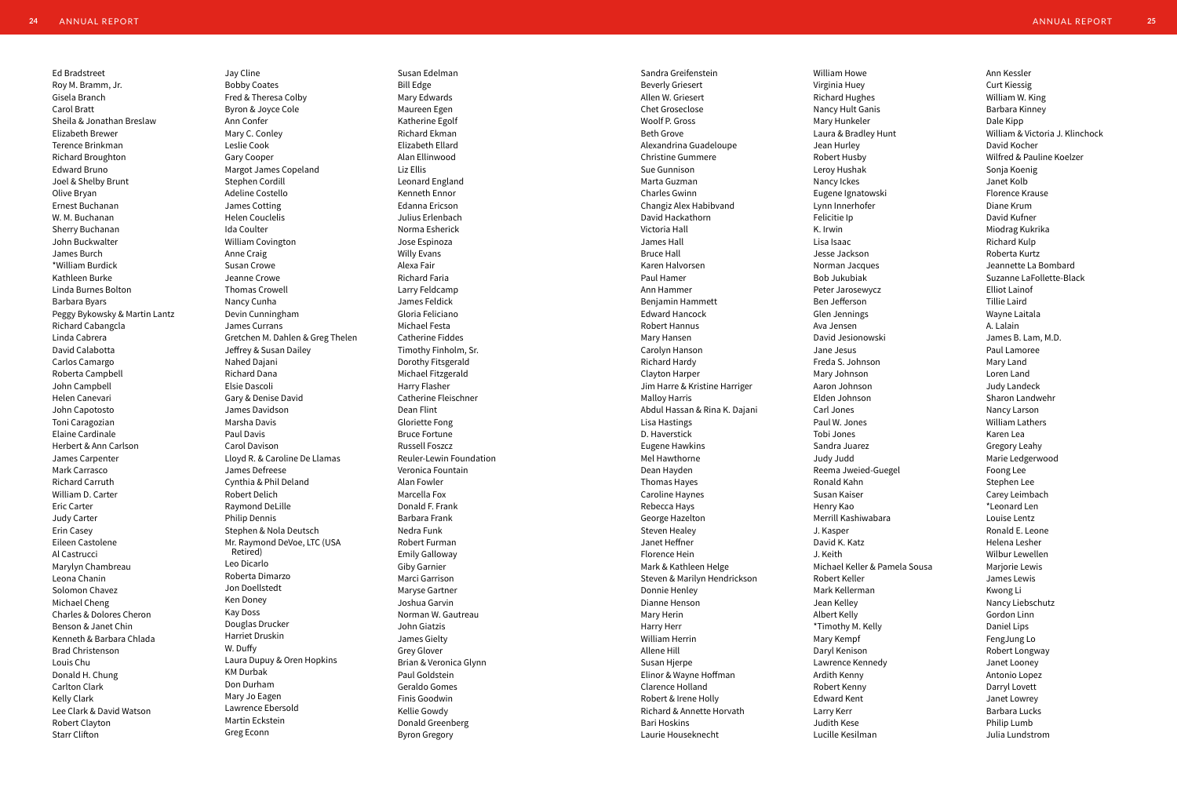Ed Bradstreet
Roy M. Bramm, Jr.
Gisela Branch
Carol Bratt
Sheila & Jonathan Breslaw
Elizabeth Brewer
Terence Brinkman
Richard Broughton
Edward Bruno
Joel & Shelby Brunt
Olive Bryan
Ernest Buchanan
W. M. Buchanan
Sherry Buchanan
John Buckwalter
James Burch
*William Burdick
Kathleen Burke
Linda Burnes Bolton
Barbara Byars
Peggy Bykowsky & Martin Lantz
Richard Cabangcla
Linda Cabrera
David Calabotta
Carlos Camargo
Roberta Campbell
John Campbell
Helen Canevari
John Capotosto
Toni Caragozian
Elaine Cardinale
Herbert & Ann Carlson
James Carpenter
Mark Carrasco
Richard Carruth
William D. Carter
Eric Carter
Judy Carter
Erin Casey
Eileen Castolene
Al Castrucci
Marylyn Chambreau
Leona Chanin
Solomon Chavez
Michael Cheng
Charles & Dolores Cheron
Benson & Janet Chin
Kenneth & Barbara Chlada
Brad Christenson
Louis Chu
Donald H. Chung
Carlton Clark
Kelly Clark
Lee Clark & David Watson
Robert Clayton
Starr Clifton

Jay Cline
Bobby Coates
Fred & Theresa Colby
Byron & Joyce Cole
Ann Confer
Mary C. Conley
Leslie Cook
Gary Cooper
Margot James Copeland
Stephen Cordill
Adeline Costello
James Cotting
Helen Couclelis
Ida Coulter
William Covington
Anne Craig
Susan Crowe
Jeanne Crowe
Thomas Crowell
Nancy Cunha
Devin Cunningham
James Currans
Gretchen M. Dahlen & Greg Thelen
Jeffrey & Susan Dailey
Nahed Dajani
Richard Dana
Elsie Dascoli
Gary & Denise David
James Davidson
Marsha Davis
Paul Davis
Carol Davison
Lloyd R. & Caroline De Llamas
James Defreese
Cynthia & Phil Deland
Robert Delich
Raymond DeLille
Philip Dennis
Stephen & Nola Deutsch
Mr. Raymond DeVoe, LTC (USA Retired)
Leo Dicarlo
Roberta Dimarzo
Jon Doellstedt
Ken Doney
Kay Doss
Douglas Drucker
Harriet Druskin
W. Duffy
Laura Dupuy & Oren Hopkins
KM Durbak
Don Durham
Mary Jo Eagen
Lawrence Ebersold
Martin Eckstein
Greg Econn

Susan Edelman
Bill Edge
Mary Edwards
Maureen Egen
Katherine Egolf
Richard Ekman
Elizabeth Ellard
Alan Ellinwood
Liz Ellis
Leonard England
Kenneth Ennor
Edanna Ericson
Julius Erlenbach
Norma Esherick
Jose Espinoza
Willy Evans
Alexa Fair
Richard Faria
Larry Feldcamp
James Feldick
Gloria Feliciano
Michael Festa
Catherine Fiddes
Timothy Finholm, Sr.
Dorothy Fitsgerald
Michael Fitzgerald
Harry Flasher
Catherine Fleischner
Dean Flint
Gloriette Fong
Bruce Fortune
Russell Foszcz
Reuler-Lewin Foundation
Veronica Fountain
Alan Fowler
Marcella Fox
Donald F. Frank
Barbara Frank
Nedra Funk
Robert Furman
Emily Galloway
Giby Garnier
Marci Garrison
Maryse Gartner
Joshua Garvin
Norman W. Gautreau
John Giatzis
James Gielty
Grey Glover
Brian & Veronica Glynn
Paul Goldstein
Geraldo Gomes
Finis Goodwin
Kellie Gowdy
Donald Greenberg
Byron Gregory

Sandra Greifenstein
Beverly Griesert
Allen W. Griesert
Chet Groseclose
Woolf P. Gross
Beth Grove
Alexandrina Guadeloupe
Christine Gummere
Sue Gunnison
Marta Guzman
Charles Gwinn
Changiz Alex Habibvand
David Hackathorn
Victoria Hall
James Hall
Bruce Hall
Karen Halvorsen
Paul Hamer
Ann Hammer
Benjamin Hammett
Edward Hancock
Robert Hannus
Mary Hansen
Carolyn Hanson
Richard Hardy
Clayton Harper
Jim Harre & Kristine Harriger
Malloy Harris
Abdul Hassan & Rina K. Dajani
Lisa Hastings
D. Haverstick
Eugene Hawkins
Mel Hawthorne
Dean Hayden
Thomas Hayes
Caroline Haynes
Rebecca Hays
George Hazelton
Steven Healey
Janet Heffner
Florence Hein
Mark & Kathleen Helge
Steven & Marilyn Hendrickson
Donnie Henley
Dianne Henson
Mary Herin
Harry Herr
William Herrin
Allene Hill
Susan Hjerpe
Elinor & Wayne Hoffman
Clarence Holland
Robert & Irene Holly
Richard & Annette Horvath
Bari Hoskins
Laurie Houseknecht

William Howe
Virginia Huey
Richard Hughes
Nancy Hult Ganis
Mary Hunkeler
Laura & Bradley Hunt
Jean Hurley
Robert Husby
Leroy Hushak
Nancy Ickes
Eugene Ignatowski
Lynn Innerhofer
Felicitie Ip
K. Irwin
Lisa Isaac
Jesse Jackson
Norman Jacques
Bob Jukubiak
Peter Jarosewycz
Ben Jefferson
Glen Jennings
Ava Jensen
David Jesionowski
Jane Jesus
Freda S. Johnson
Mary Johnson
Aaron Johnson
Elden Johnson
Carl Jones
Paul W. Jones
Tobi Jones
Sandra Juarez
Judy Judd
Reema Jweied-Guegel
Ronald Kahn
Susan Kaiser
Henry Kao
Merrill Kashiwabara
J. Kasper
David K. Katz
J. Keith
Michael Keller & Pamela Sousa
Robert Keller
Mark Kellerman
Jean Kelley
Albert Kelly
*Timothy M. Kelly
Mary Kempf
Daryl Kenison
Lawrence Kennedy
Ardith Kenny
Robert Kenny
Edward Kent
Larry Kerr
Judith Kese
Lucille Kesilman

Ann Kessler
Curt Kiessig
William W. King
Barbara Kinney
Dale Kipp
William & Victoria J. Klinchock
David Kocher
Wilfred & Pauline Koelzer
Sonja Koenig
Janet Kolb
Florence Krause
Diane Krum
David Kufner
Miodrag Kukrika
Richard Kulp
Roberta Kurtz
Jeannette La Bombard
Suzanne LaFollette-Black
Elliot Lainof
Tillie Laird
Wayne Laitala
A. Lalain
James B. Lam, M.D.
Paul Lamoree
Mary Land
Loren Land
Judy Landeck
Sharon Landwehr
Nancy Larson
William Lathers
Karen Lea
Gregory Leahy
Marie Ledgerwood
Foong Lee
Stephen Lee
Carey Leimbach
*Leonard Len
Louise Lentz
Ronald E. Leone
Helena Lesher
Wilbur Lewellen
Marjorie Lewis
James Lewis
Kwong Li
Nancy Liebschutz
Gordon Linn
Daniel Lips
FengJung Lo
Robert Longway
Janet Looney
Antonio Lopez
Darryl Lovett
Janet Lowrey
Barbara Lucks
Philip Lumb
Julia Lundstrom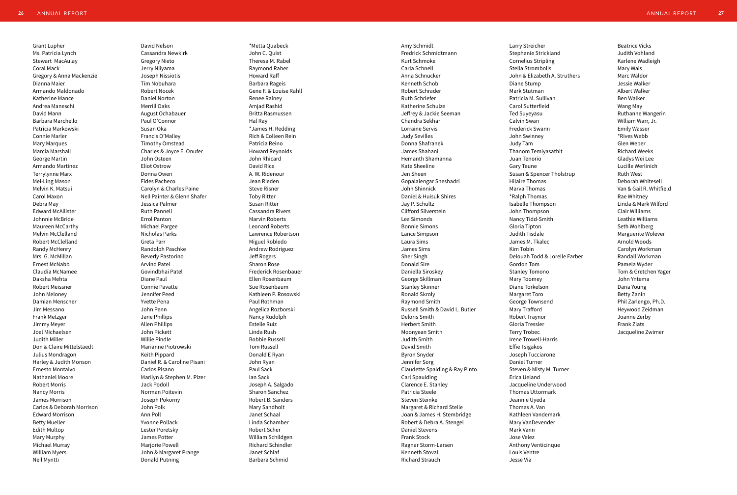Grant Lupher
Ms. Patricia Lynch
Stewart MacAulay
Coral Mack
Gregory & Anna Mackenzie
Dianna Maier
Armando Maldonado
Katherine Mance
Andrea Maneschi
David Mann
Barbara Marchello
Patricia Markowski
Connie Marler
Mary Marques
Marcia Marshall
George Martin
Armando Martinez
Terrylynne Marx
Mei-Ling Mason
Melvin K. Matsui
Carol Maxon
Debra May
Edward McAllister
Johnnie McBride
Maureen McCarthy
Melvin McClelland
Robert McClelland
Randy McHenry
Mrs. G. McMillan
Ernest McNabb
Claudia McNamee
Daksha Mehta
Robert Meissner
John Meloney
Damian Menscher
Jim Messano
Frank Metzger
Jimmy Meyer
Joel Michaelsen
Judith Miller
Don & Claire Mittelstaedt
Julius Mondragon
Harley & Judith Monson
Ernesto Montalvo
Nathaniel Moore
Robert Morris
Nancy Morris
James Morrison
Carlos & Deborah Morrison
Edward Morrison
Betty Mueller
Edith Multop
Mary Murphy
Michael Murray
William Myers
Neil Myntti

David Nelson
Cassandra Newkirk
Gregory Nieto
Jerry Niiyama
Joseph Nissiotis
Tim Nobuhara
Robert Nocek
Daniel Norton
Merrill Oaks
August Ochabauer
Paul O'Connor
Susan Oka
Francis O'Malley
Timothy Omstead
Charles & Joyce E. Onufer
John Osteen
Eliot Ostrow
Donna Owen
Fides Pacheco
Carolyn & Charles Paine
Nell Painter & Glenn Shafer
Jessica Palmer
Ruth Pannell
Errol Panton
Michael Pargee
Nicholas Parks
Greta Parr
Randolph Paschke
Beverly Pastorino
Arvind Patel
Govindbhai Patel
Diane Paul
Connie Pavatte
Jennifer Peed
Yvette Pena
John Penn
Jane Phillips
Allen Phillips
John Pickett
Willie Pindle
Marianne Piotrowski
Keith Pippard
Daniel R. & Caroline Pisani
Carlos Pisano
Marilyn & Stephen M. Pizer
Jack Podoll
Norman Poitevin
Joseph Pokorny
John Polk
Ann Poll
Yvonne Pollack
Lester Poretsky
James Potter
Marjorie Powell
John & Margaret Prange
Donald Putning

*Metta Quabeck
John C. Quist
Theresa M. Rabel
Raymond Raber
Howard Raff
Barbara Rageis
Gene F. & Louise Rahll
Renee Rainey
Amjad Rashid
Britta Rasmussen
Hal Ray
*James H. Redding
Rich & Colleen Rein
Patricia Reino
Howard Reynolds
John Rhicard
David Rice
A. W. Ridenour
Jean Rieden
Steve Risner
Toby Ritter
Susan Ritter
Cassandra Rivers
Marvin Roberts
Leonard Roberts
Lawrence Robertson
Miguel Robledo
Andrew Rodriguez
Jeff Rogers
Sharon Rose
Frederick Rosenbauer
Ellen Rosenbaum
Sue Rosenbaum
Kathleen P. Rosowski
Paul Rothman
Angelica Rozborski
Nancy Rudolph
Estelle Ruiz
Linda Rush
Bobbie Russell
Tom Russell
Donald E Ryan
John Ryan
Paul Sack
Ian Sack
Joseph A. Salgado
Sharon Sanchez
Robert B. Sanders
Mary Sandholt
Janet Schaal
Linda Schamber
Robert Scher
William Schildgen
Richard Schindler
Janet Schlaf
Barbara Schmid

Amy Schmidt
Fredrick Schmidtmann
Kurt Schmoke
Carla Schnell
Anna Schnucker
Kenneth Schob
Robert Schrader
Ruth Schriefer
Katherine Schulze
Jeffrey & Jackie Seeman
Chandra Sekhar
Lorraine Servis
Judy Sevilles
Donna Shafranek
James Shahani
Hemanth Shamanna
Kate Sheeline
Jen Sheen
Gopalaiengar Sheshadri
John Shinnick
Daniel & Huisuk Shires
Jay P. Schultz
Clifford Silverstein
Lea Simonds
Bonnie Simons
Lance Simpson
Laura Sims
James Sims
Sher Singh
Donald Sire
Daniella Siroskey
George Skillman
Stanley Skinner
Ronald Skroly
Raymond Smith
Russell Smith & David L. Butler
Deloris Smith
Herbert Smith
Moonyean Smith
Judith Smith
David Smith
Byron Snyder
Jennifer Sorg
Claudette Spalding & Ray Pinto
Carl Spaulding
Clarence E. Stanley
Patricia Steele
Steven Steinke
Margaret & Richard Stelle
Joan & James H. Stembridge
Robert & Debra A. Stengel
Daniel Stevens
Frank Stock
Ragnar Storm-Larsen
Kenneth Stovall
Richard Strauch

Larry Streicher
Stephanie Strickland
Cornelius Stripling
Stella Strombolis
John & Elizabeth A. Struthers
Diane Stump
Mark Stutman
Patricia M. Sullivan
Carol Sutterfield
Ted Suyeyasu
Calvin Swan
Frederick Swann
John Swinney
Judy Tam
Thanom Temiyasathit
Juan Tenorio
Gary Teune
Susan & Spencer Tholstrup
Hilaire Thomas
Marva Thomas
*Ralph Thomas
Isabelle Thompson
John Thompson
Nancy Tidd-Smith
Gloria Tipton
Judith Tisdale
James M. Tkalec
Kim Tobin
Delouah Todd & Lorelle Farber
Gordon Tom
Stanley Tomono
Mary Toomey
Diane Torkelson
Margaret Toro
George Townsend
Mary Trafford
Robert Traynor
Gloria Tressler
Terry Trobec
Irene Trowell-Harris
Effie Tsigakos
Joseph Tucciarone
Daniel Turner
Steven & Misty M. Turner
Erica Ueland
Jacqueline Underwood
Thomas Uttormark
Jeannie Uyeda
Thomas A. Van
Kathleen Vandemark
Mary VanDevender
Mark Vann
Jose Velez
Anthony Venticinque
Louis Ventre
Jesse Via

Beatrice Vicks
Judith Vohland
Karlene Wadleigh
Mary Wais
Marc Waldor
Jessie Walker
Albert Walker
Ben Walker
Wang May
Ruthanne Wangerin
William Warr, Jr.
Emily Wasser
*Rives Webb
Glen Weber
Richard Weeks
Gladys Wei Lee
Lucille Werlinich
Ruth West
Deborah Whitesell
Van & Gail R. Whitfield
Rae Whitney
Linda & Mark Wilford
Clair Williams
Leathia Williams
Seth Wohlberg
Marguerite Wolever
Arnold Woods
Carolyn Workman
Randall Workman
Pamela Wyder
Tom & Gretchen Yager
John Yntema
Dana Young
Betty Zanin
Phil Zarlengo, Ph.D.
Heywood Zeidman
Joanne Zerby
Frank Ziats
Jacqueline Zwimer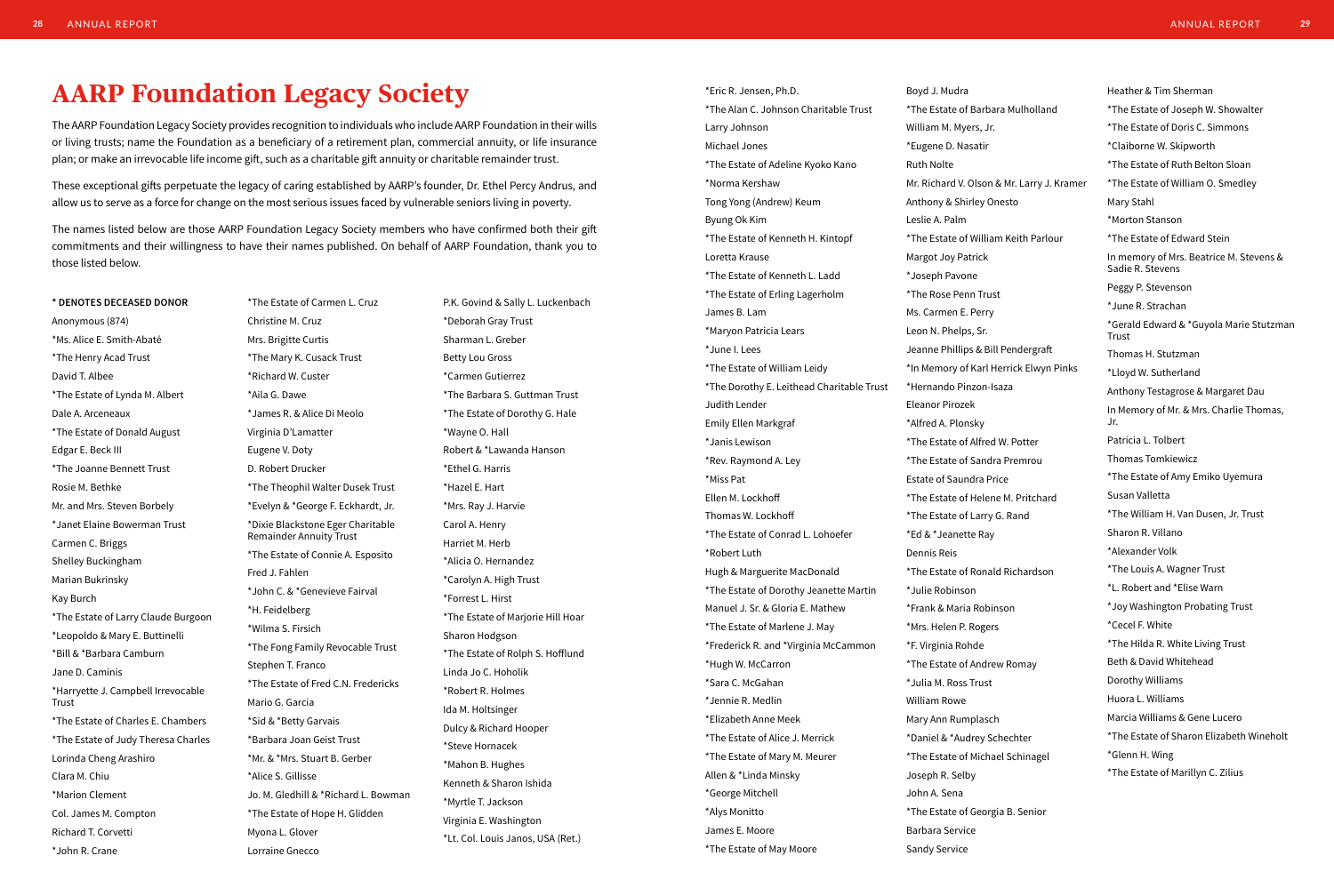# AARP Foundation Legacy Society

The AARP Foundation Legacy Society provides recognition to individuals who include AARP Foundation in their wills or living trusts; name the Foundation as a beneficiary of a retirement plan, commercial annuity, or life insurance plan; or make an irrevocable life income gift, such as a charitable gift annuity or charitable remainder trust.

These exceptional gifts perpetuate the legacy of caring established by AARP's founder, Dr. Ethel Percy Andrus, and allow us to serve as a force for change on the most serious issues faced by vulnerable seniors living in poverty.

The names listed below are those AARP Foundation Legacy Society members who have confirmed both their gift commitments and their willingness to have their names published. On behalf of AARP Foundation, thank you to those listed below.

**\* DENOTES DECEASED DONOR**

Anonymous (874)
*Ms. Alice E. Smith-Abaté
*The Henry Acad Trust
David T. Albee
*The Estate of Lynda M. Albert
Dale A. Arceneaux
*The Estate of Donald August
Edgar E. Beck III
*The Joanne Bennett Trust
Rosie M. Bethke
Mr. and Mrs. Steven Borbely
*Janet Elaine Bowerman Trust
Carmen C. Briggs
Shelley Buckingham
Marian Bukrinsky
Kay Burch
*The Estate of Larry Claude Burgoon
*Leopoldo & Mary E. Buttinelli
*Bill & *Barbara Camburn
Jane D. Caminis
*Harryette J. Campbell Irrevocable Trust
*The Estate of Charles E. Chambers
*The Estate of Judy Theresa Charles
Lorinda Cheng Arashiro
Clara M. Chiu
*Marion Clement
Col. James M. Compton
Richard T. Corvetti
*John R. Crane
*The Estate of Carmen L. Cruz
Christine M. Cruz
Mrs. Brigitte Curtis
*The Mary K. Cusack Trust
*Richard W. Custer
*Aila G. Dawe
*James R. & Alice Di Meolo
Virginia D'Lamatter
Eugene V. Doty
D. Robert Drucker
*The Theophil Walter Dusek Trust
*Evelyn & *George F. Eckhardt, Jr.
*Dixie Blackstone Eger Charitable Remainder Annuity Trust
*The Estate of Connie A. Esposito
Fred J. Fahlen
*John C. & *Genevieve Fairval
*H. Feidelberg
*Wilma S. Firsich
*The Fong Family Revocable Trust
Stephen T. Franco
*The Estate of Fred C.N. Fredericks
Mario G. Garcia
*Sid & *Betty Garvais
*Barbara Joan Geist Trust
*Mr. & *Mrs. Stuart B. Gerber
*Alice S. Gillisse
Jo. M. Gledhill & *Richard L. Bowman
*The Estate of Hope H. Glidden
Myona L. Glover
Lorraine Gnecco
P.K. Govind & Sally L. Luckenbach
*Deborah Gray Trust
Sharman L. Greber
Betty Lou Gross
*Carmen Gutierrez
*The Barbara S. Guttman Trust
*The Estate of Dorothy G. Hale
*Wayne O. Hall
Robert & *Lawanda Hanson
*Ethel G. Harris
*Hazel E. Hart
*Mrs. Ray J. Harvie
Carol A. Henry
Harriet M. Herb
*Alicia O. Hernandez
*Carolyn A. High Trust
*Forrest L. Hirst
*The Estate of Marjorie Hill Hoar
Sharon Hodgson
*The Estate of Rolph S. Hofflund
Linda Jo C. Hoholik
*Robert R. Holmes
Ida M. Holtsinger
Dulcy & Richard Hooper
*Steve Hornacek
*Mahon B. Hughes
Kenneth & Sharon Ishida
*Myrtle T. Jackson
Virginia E. Washington
*Lt. Col. Louis Janos, USA (Ret.)
*Eric R. Jensen, Ph.D.
*The Alan C. Johnson Charitable Trust
Larry Johnson
Michael Jones
*The Estate of Adeline Kyoko Kano
*Norma Kershaw
Tong Yong (Andrew) Keum
Byung Ok Kim
*The Estate of Kenneth H. Kintopf
Loretta Krause
*The Estate of Kenneth L. Ladd
*The Estate of Erling Lagerholm
James B. Lam
*Maryon Patricia Lears
*June I. Lees
*The Estate of William Leidy
*The Dorothy E. Leithead Charitable Trust
Judith Lender
Emily Ellen Markgraf
*Janis Lewison
*Rev. Raymond A. Ley
*Miss Pat
Ellen M. Lockhoff
Thomas W. Lockhoff
*The Estate of Conrad L. Lohoefer
*Robert Luth
Hugh & Marguerite MacDonald
*The Estate of Dorothy Jeanette Martin
Manuel J. Sr. & Gloria E. Mathew
*The Estate of Marlene J. May
*Frederick R. and *Virginia McCammon
*Hugh W. McCarron
*Sara C. McGahan
*Jennie R. Medlin
*Elizabeth Anne Meek
*The Estate of Alice J. Merrick
*The Estate of Mary M. Meurer
Allen & *Linda Minsky
*George Mitchell
*Alys Monitto
James E. Moore
*The Estate of May Moore
Boyd J. Mudra
*The Estate of Barbara Mulholland
William M. Myers, Jr.
*Eugene D. Nasatir
Ruth Nolte
Mr. Richard V. Olson & Mr. Larry J. Kramer
Anthony & Shirley Onesto
Leslie A. Palm
*The Estate of William Keith Parlour
Margot Joy Patrick
*Joseph Pavone
*The Rose Penn Trust
Ms. Carmen E. Perry
Leon N. Phelps, Sr.
Jeanne Phillips & Bill Pendergraft
*In Memory of Karl Herrick Elwyn Pinks
*Hernando Pinzon-Isaza
Eleanor Pirozek
*Alfred A. Plonsky
*The Estate of Alfred W. Potter
*The Estate of Sandra Premrou
Estate of Saundra Price
*The Estate of Helene M. Pritchard
*The Estate of Larry G. Rand
*Ed & *Jeanette Ray
Dennis Reis
*The Estate of Ronald Richardson
*Julie Robinson
*Frank & Maria Robinson
*Mrs. Helen P. Rogers
*F. Virginia Rohde
*The Estate of Andrew Romay
*Julia M. Ross Trust
William Rowe
Mary Ann Rumplasch
*Daniel & *Audrey Schechter
*The Estate of Michael Schinagel
Joseph R. Selby
John A. Sena
*The Estate of Georgia B. Senior
Barbara Service
Sandy Service
Heather & Tim Sherman
*The Estate of Joseph W. Showalter
*The Estate of Doris C. Simmons
*Claiborne W. Skipworth
*The Estate of Ruth Belton Sloan
*The Estate of William O. Smedley
Mary Stahl
*Morton Stanson
*The Estate of Edward Stein
In memory of Mrs. Beatrice M. Stevens & Sadie R. Stevens
Peggy P. Stevenson
*June R. Strachan
*Gerald Edward & *Guyola Marie Stutzman Trust
Thomas H. Stutzman
*Lloyd W. Sutherland
Anthony Testagrose & Margaret Dau
In Memory of Mr. & Mrs. Charlie Thomas, Jr.
Patricia L. Tolbert
Thomas Tomkiewicz
*The Estate of Amy Emiko Uyemura
Susan Valletta
*The William H. Van Dusen, Jr. Trust
Sharon R. Villano
*Alexander Volk
*The Louis A. Wagner Trust
*L. Robert and *Elise Warn
*Joy Washington Probating Trust
*Cecel F. White
*The Hilda R. White Living Trust
Beth & David Whitehead
Dorothy Williams
Huora L. Williams
Marcia Williams & Gene Lucero
*The Estate of Sharon Elizabeth Wineholt
*Glenn H. Wing
*The Estate of Marillyn C. Zilius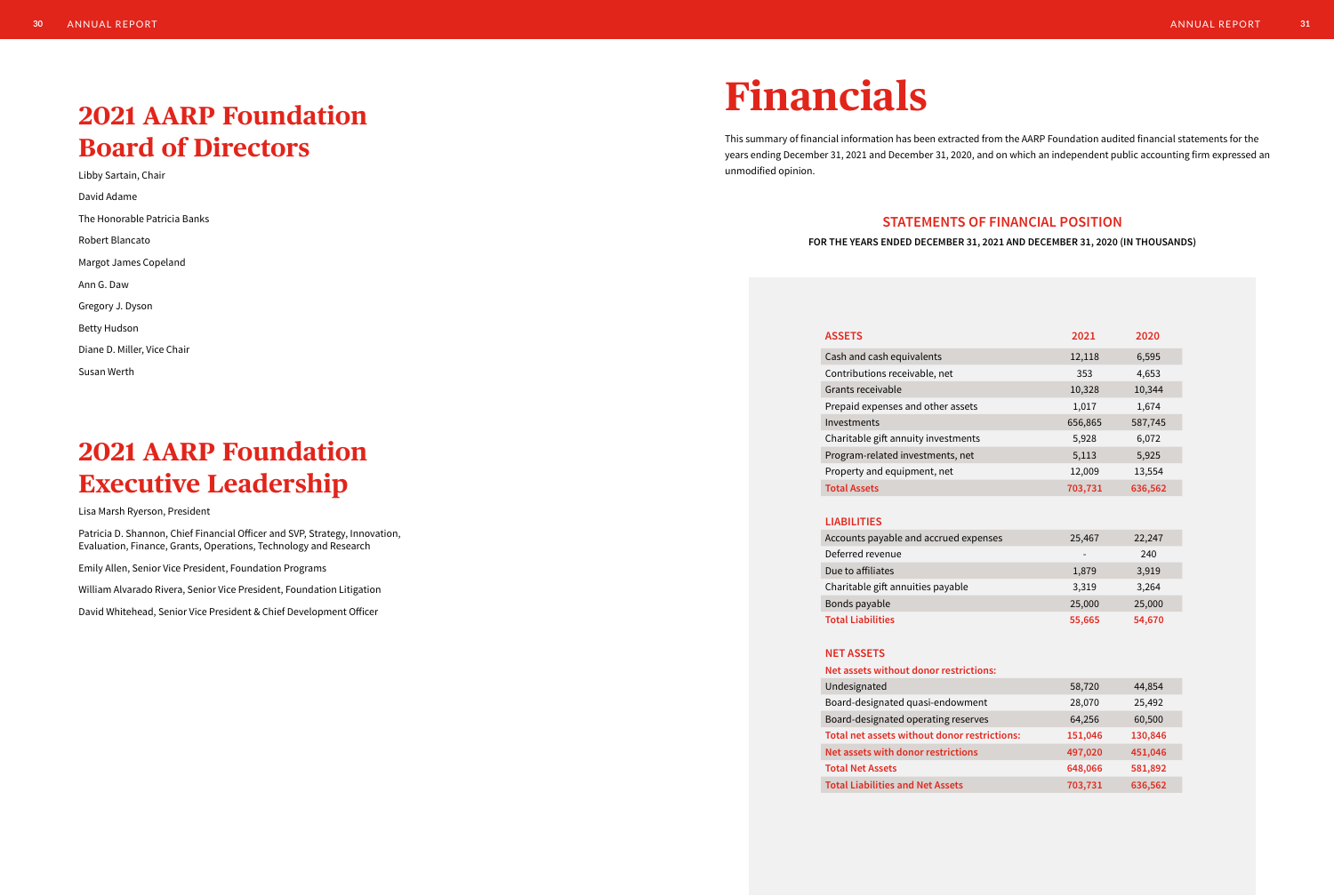# 2021 AARP Foundation Board of Directors

Libby Sartain, Chair

David Adame

The Honorable Patricia Banks

Robert Blancato

Margot James Copeland

Ann G. Daw

Gregory J. Dyson

Betty Hudson

Diane D. Miller, Vice Chair

Susan Werth

# 2021 AARP Foundation Executive Leadership

Lisa Marsh Ryerson, President

Patricia D. Shannon, Chief Financial Officer and SVP, Strategy, Innovation, Evaluation, Finance, Grants, Operations, Technology and Research

Emily Allen, Senior Vice President, Foundation Programs

William Alvarado Rivera, Senior Vice President, Foundation Litigation

David Whitehead, Senior Vice President & Chief Development Officer

# Financials

This summary of financial information has been extracted from the AARP Foundation audited financial statements for the years ending December 31, 2021 and December 31, 2020, and on which an independent public accounting firm expressed an unmodified opinion.

## STATEMENTS OF FINANCIAL POSITION

**FOR THE YEARS ENDED DECEMBER 31, 2021 AND DECEMBER 31, 2020 (IN THOUSANDS)**

| ASSETS | 2021 | 2020 |
|---|---|---|
| Cash and cash equivalents | 12,118 | 6,595 |
| Contributions receivable, net | 353 | 4,653 |
| Grants receivable | 10,328 | 10,344 |
| Prepaid expenses and other assets | 1,017 | 1,674 |
| Investments | 656,865 | 587,745 |
| Charitable gift annuity investments | 5,928 | 6,072 |
| Program-related investments, net | 5,113 | 5,925 |
| Property and equipment, net | 12,009 | 13,554 |
| **Total Assets** | **703,731** | **636,562** |
| **LIABILITIES** | | |
| Accounts payable and accrued expenses | 25,467 | 22,247 |
| Deferred revenue | - | 240 |
| Due to affiliates | 1,879 | 3,919 |
| Charitable gift annuities payable | 3,319 | 3,264 |
| Bonds payable | 25,000 | 25,000 |
| **Total Liabilities** | **55,665** | **54,670** |
| **NET ASSETS** | | |
| **Net assets without donor restrictions:** | | |
| Undesignated | 58,720 | 44,854 |
| Board-designated quasi-endowment | 28,070 | 25,492 |
| Board-designated operating reserves | 64,256 | 60,500 |
| **Total net assets without donor restrictions:** | **151,046** | **130,846** |
| **Net assets with donor restrictions** | **497,020** | **451,046** |
| **Total Net Assets** | **648,066** | **581,892** |
| **Total Liabilities and Net Assets** | **703,731** | **636,562** |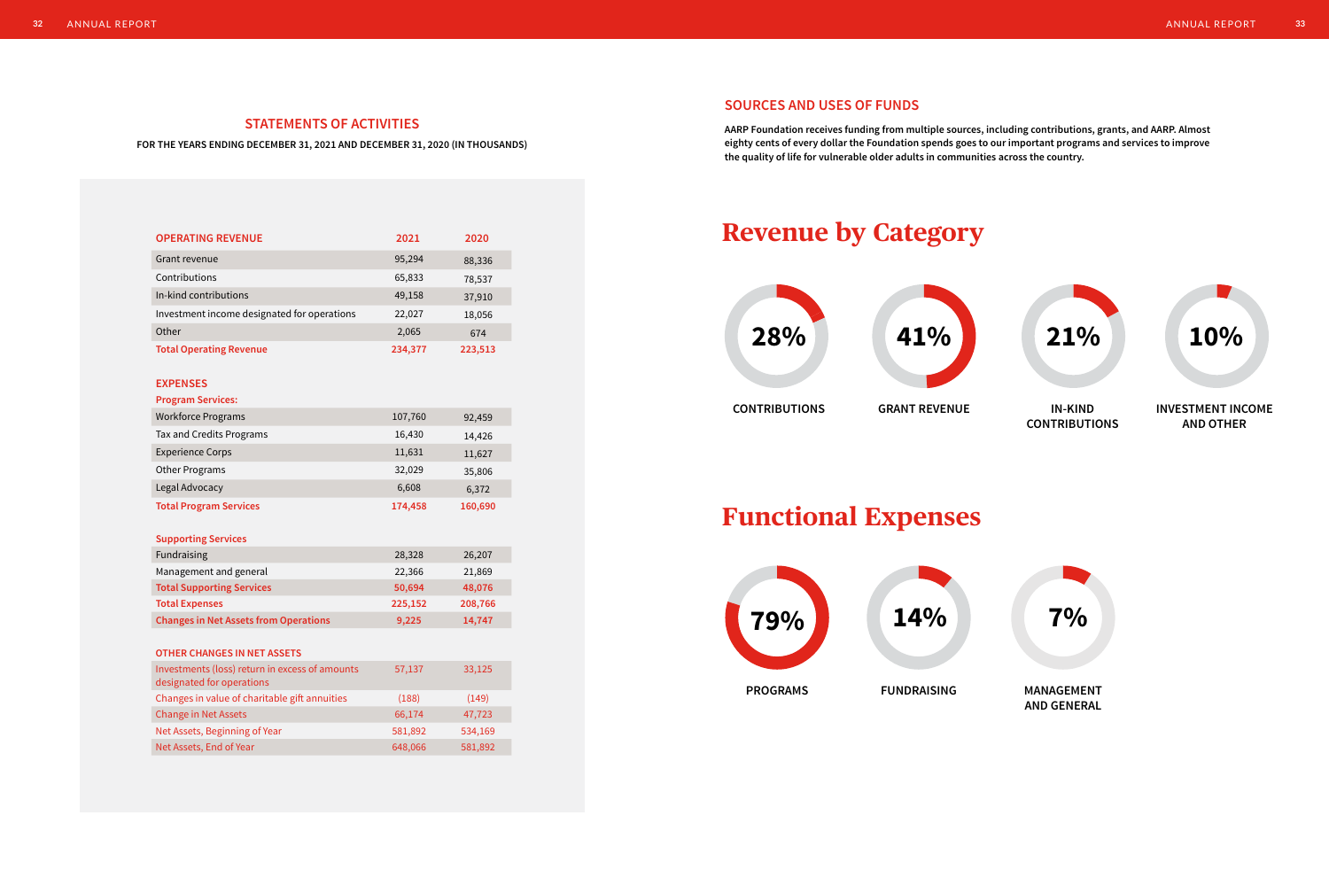## STATEMENTS OF ACTIVITIES

**FOR THE YEARS ENDING DECEMBER 31, 2021 AND DECEMBER 31, 2020 (IN THOUSANDS)**

| OPERATING REVENUE | 2021 | 2020 |
|---|---|---|
| Grant revenue | 95,294 | 88,336 |
| Contributions | 65,833 | 78,537 |
| In-kind contributions | 49,158 | 37,910 |
| Investment income designated for operations | 22,027 | 18,056 |
| Other | 2,065 | 674 |
| **Total Operating Revenue** | **234,377** | **223,513** |
| **EXPENSES** | | |
| **Program Services:** | | |
| Workforce Programs | 107,760 | 92,459 |
| Tax and Credits Programs | 16,430 | 14,426 |
| Experience Corps | 11,631 | 11,627 |
| Other Programs | 32,029 | 35,806 |
| Legal Advocacy | 6,608 | 6,372 |
| **Total Program Services** | **174,458** | **160,690** |
| **Supporting Services** | | |
| Fundraising | 28,328 | 26,207 |
| Management and general | 22,366 | 21,869 |
| **Total Supporting Services** | **50,694** | **48,076** |
| **Total Expenses** | **225,152** | **208,766** |
| **Changes in Net Assets from Operations** | **9,225** | **14,747** |
| **OTHER CHANGES IN NET ASSETS** | | |
| Investments (loss) return in excess of amounts designated for operations | 57,137 | 33,125 |
| Changes in value of charitable gift annuities | (188) | (149) |
| Change in Net Assets | 66,174 | 47,723 |
| Net Assets, Beginning of Year | 581,892 | 534,169 |
| Net Assets, End of Year | 648,066 | 581,892 |

## SOURCES AND USES OF FUNDS

**AARP Foundation receives funding from multiple sources, including contributions, grants, and AARP. Almost eighty cents of every dollar the Foundation spends goes to our important programs and services to improve the quality of life for vulnerable older adults in communities across the country.**

## Revenue by Category

- 28% — CONTRIBUTIONS
- 41% — GRANT REVENUE
- 21% — IN-KIND CONTRIBUTIONS
- 10% — INVESTMENT INCOME AND OTHER

## Functional Expenses

- 79% — PROGRAMS
- 14% — FUNDRAISING
- 7% — MANAGEMENT AND GENERAL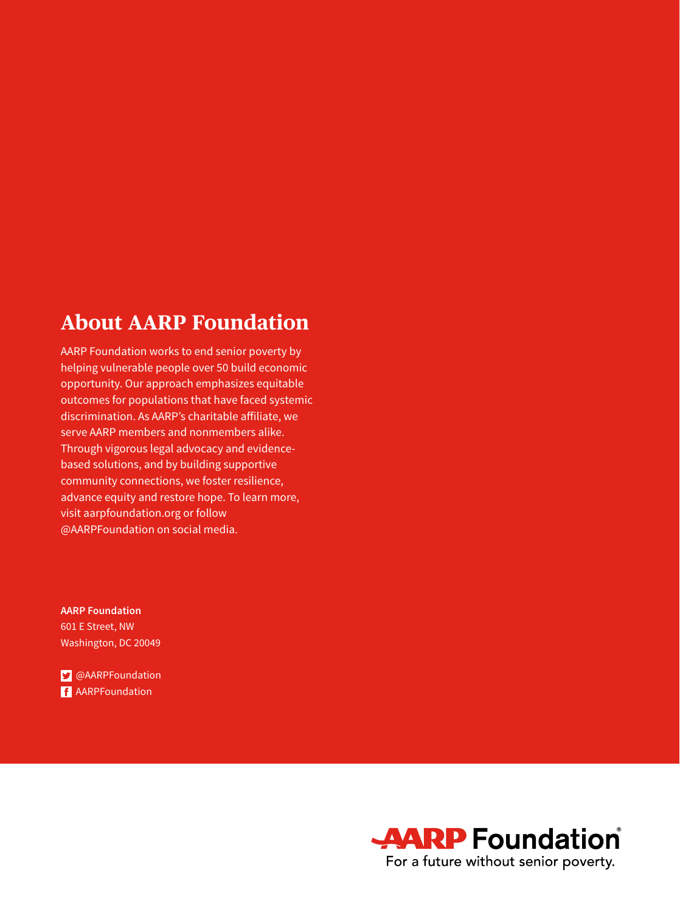## About AARP Foundation

AARP Foundation works to end senior poverty by helping vulnerable people over 50 build economic opportunity. Our approach emphasizes equitable outcomes for populations that have faced systemic discrimination. As AARP's charitable affiliate, we serve AARP members and nonmembers alike. Through vigorous legal advocacy and evidence-based solutions, and by building supportive community connections, we foster resilience, advance equity and restore hope. To learn more, visit aarpfoundation.org or follow @AARPFoundation on social media.

**AARP Foundation**
601 E Street, NW
Washington, DC 20049

@AARPFoundation
AARPFoundation

AARP Foundation®
For a future without senior poverty.